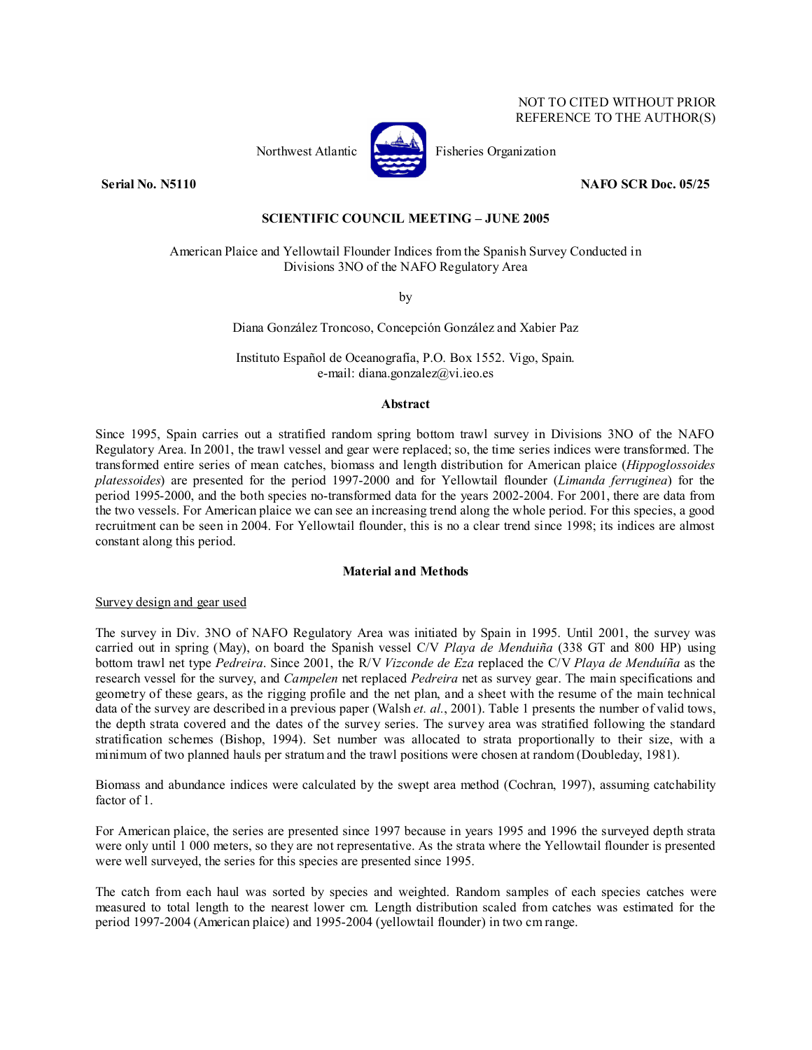NOT TO CITED WITHOUT PRIOR REFERENCE TO THE AUTHOR(S)

Northwest Atlantic Fisheries Organization

**Serial No. N5110** **NAFO SCR Doc. 05/25**

**SCIENTIFIC COUNCIL MEETING – JUNE 2005**

American Plaice and Yellowtail Flounder Indices from the Spanish Survey Conducted in Divisions 3NO of the NAFO Regulatory Area

by

Diana González Troncoso, Concepción González and Xabier Paz

Instituto Español de Oceanografía, P.O. Box 1552. Vigo, Spain.
e-mail: diana.gonzalez@vi.ieo.es

### Abstract

Since 1995, Spain carries out a stratified random spring bottom trawl survey in Divisions 3NO of the NAFO Regulatory Area. In 2001, the trawl vessel and gear were replaced; so, the time series indices were transformed. The transformed entire series of mean catches, biomass and length distribution for American plaice (*Hippoglossoides platessoides*) are presented for the period 1997-2000 and for Yellowtail flounder (*Limanda ferruginea*) for the period 1995-2000, and the both species no-transformed data for the years 2002-2004. For 2001, there are data from the two vessels. For American plaice we can see an increasing trend along the whole period. For this species, a good recruitment can be seen in 2004. For Yellowtail flounder, this is no a clear trend since 1998; its indices are almost constant along this period.

### Material and Methods

Survey design and gear used

The survey in Div. 3NO of NAFO Regulatory Area was initiated by Spain in 1995. Until 2001, the survey was carried out in spring (May), on board the Spanish vessel C/V *Playa de Menduiña* (338 GT and 800 HP) using bottom trawl net type *Pedreira*. Since 2001, the R/V *Vizconde de Eza* replaced the C/V *Playa de Menduíña* as the research vessel for the survey, and *Campelen* net replaced *Pedreira* net as survey gear. The main specifications and geometry of these gears, as the rigging profile and the net plan, and a sheet with the resume of the main technical data of the survey are described in a previous paper (Walsh *et. al.*, 2001). Table 1 presents the number of valid tows, the depth strata covered and the dates of the survey series. The survey area was stratified following the standard stratification schemes (Bishop, 1994). Set number was allocated to strata proportionally to their size, with a minimum of two planned hauls per stratum and the trawl positions were chosen at random (Doubleday, 1981).

Biomass and abundance indices were calculated by the swept area method (Cochran, 1997), assuming catchability factor of 1.

For American plaice, the series are presented since 1997 because in years 1995 and 1996 the surveyed depth strata were only until 1 000 meters, so they are not representative. As the strata where the Yellowtail flounder is presented were well surveyed, the series for this species are presented since 1995.

The catch from each haul was sorted by species and weighted. Random samples of each species catches were measured to total length to the nearest lower cm. Length distribution scaled from catches was estimated for the period 1997-2004 (American plaice) and 1995-2004 (yellowtail flounder) in two cm range.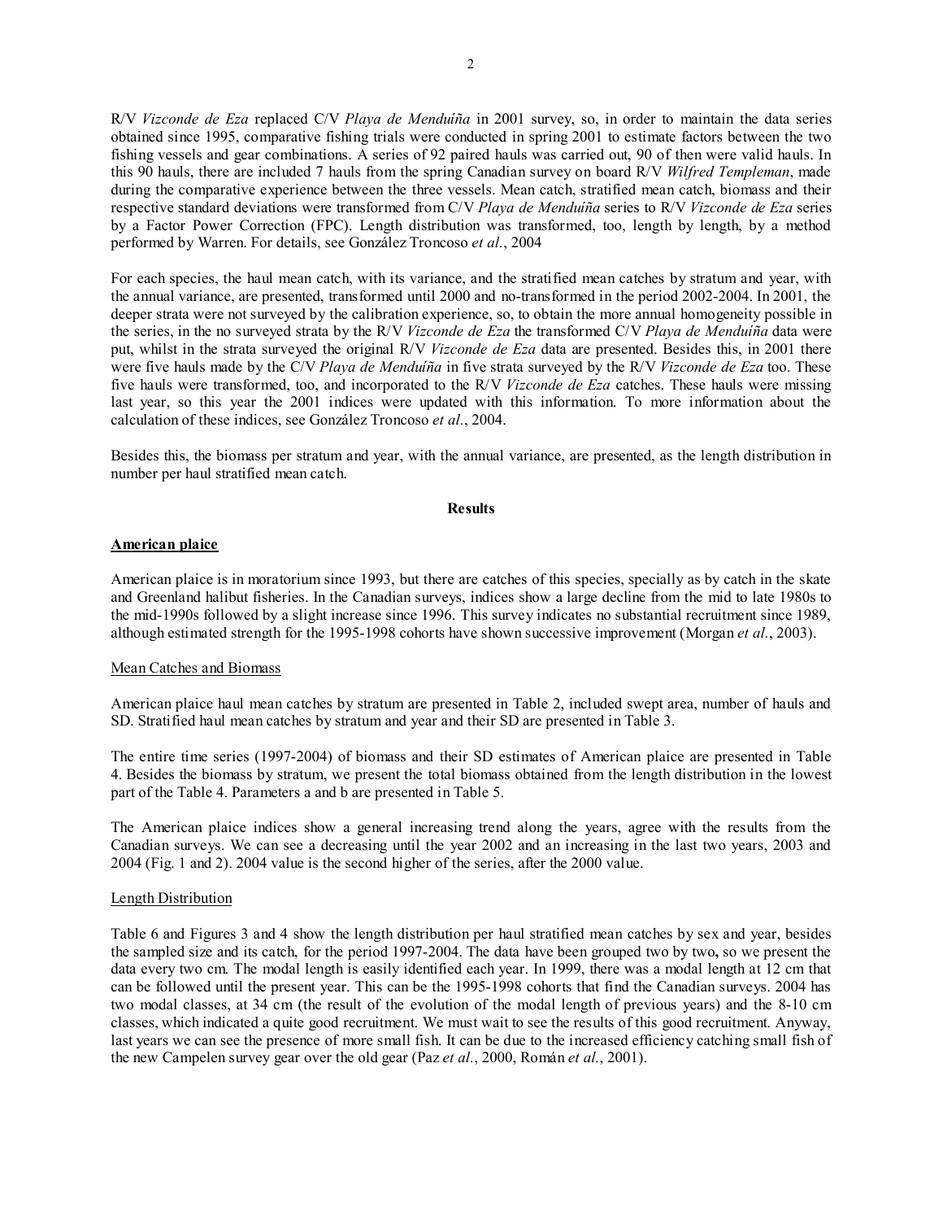R/V *Vizconde de Eza* replaced C/V *Playa de Menduíña* in 2001 survey, so, in order to maintain the data series obtained since 1995, comparative fishing trials were conducted in spring 2001 to estimate factors between the two fishing vessels and gear combinations. A series of 92 paired hauls was carried out, 90 of then were valid hauls. In this 90 hauls, there are included 7 hauls from the spring Canadian survey on board R/V *Wilfred Templeman*, made during the comparative experience between the three vessels. Mean catch, stratified mean catch, biomass and their respective standard deviations were transformed from C/V *Playa de Menduíña* series to R/V *Vizconde de Eza* series by a Factor Power Correction (FPC). Length distribution was transformed, too, length by length, by a method performed by Warren. For details, see González Troncoso *et al.*, 2004

For each species, the haul mean catch, with its variance, and the stratified mean catches by stratum and year, with the annual variance, are presented, transformed until 2000 and no-transformed in the period 2002-2004. In 2001, the deeper strata were not surveyed by the calibration experience, so, to obtain the more annual homogeneity possible in the series, in the no surveyed strata by the R/V *Vizconde de Eza* the transformed C/V *Playa de Menduíña* data were put, whilst in the strata surveyed the original R/V *Vizconde de Eza* data are presented. Besides this, in 2001 there were five hauls made by the C/V *Playa de Menduíña* in five strata surveyed by the R/V *Vizconde de Eza* too. These five hauls were transformed, too, and incorporated to the R/V *Vizconde de Eza* catches. These hauls were missing last year, so this year the 2001 indices were updated with this information. To more information about the calculation of these indices, see González Troncoso *et al.*, 2004.

Besides this, the biomass per stratum and year, with the annual variance, are presented, as the length distribution in number per haul stratified mean catch.

## Results

### American plaice

American plaice is in moratorium since 1993, but there are catches of this species, specially as by catch in the skate and Greenland halibut fisheries. In the Canadian surveys, indices show a large decline from the mid to late 1980s to the mid-1990s followed by a slight increase since 1996. This survey indicates no substantial recruitment since 1989, although estimated strength for the 1995-1998 cohorts have shown successive improvement (Morgan *et al.*, 2003).

#### Mean Catches and Biomass

American plaice haul mean catches by stratum are presented in Table 2, included swept area, number of hauls and SD. Stratified haul mean catches by stratum and year and their SD are presented in Table 3.

The entire time series (1997-2004) of biomass and their SD estimates of American plaice are presented in Table 4. Besides the biomass by stratum, we present the total biomass obtained from the length distribution in the lowest part of the Table 4. Parameters a and b are presented in Table 5.

The American plaice indices show a general increasing trend along the years, agree with the results from the Canadian surveys. We can see a decreasing until the year 2002 and an increasing in the last two years, 2003 and 2004 (Fig. 1 and 2). 2004 value is the second higher of the series, after the 2000 value.

#### Length Distribution

Table 6 and Figures 3 and 4 show the length distribution per haul stratified mean catches by sex and year, besides the sampled size and its catch, for the period 1997-2004. The data have been grouped two by two**,** so we present the data every two cm. The modal length is easily identified each year. In 1999, there was a modal length at 12 cm that can be followed until the present year. This can be the 1995-1998 cohorts that find the Canadian surveys. 2004 has two modal classes, at 34 cm (the result of the evolution of the modal length of previous years) and the 8-10 cm classes, which indicated a quite good recruitment. We must wait to see the results of this good recruitment. Anyway, last years we can see the presence of more small fish. It can be due to the increased efficiency catching small fish of the new Campelen survey gear over the old gear (Paz *et al.*, 2000, Román *et al.*, 2001).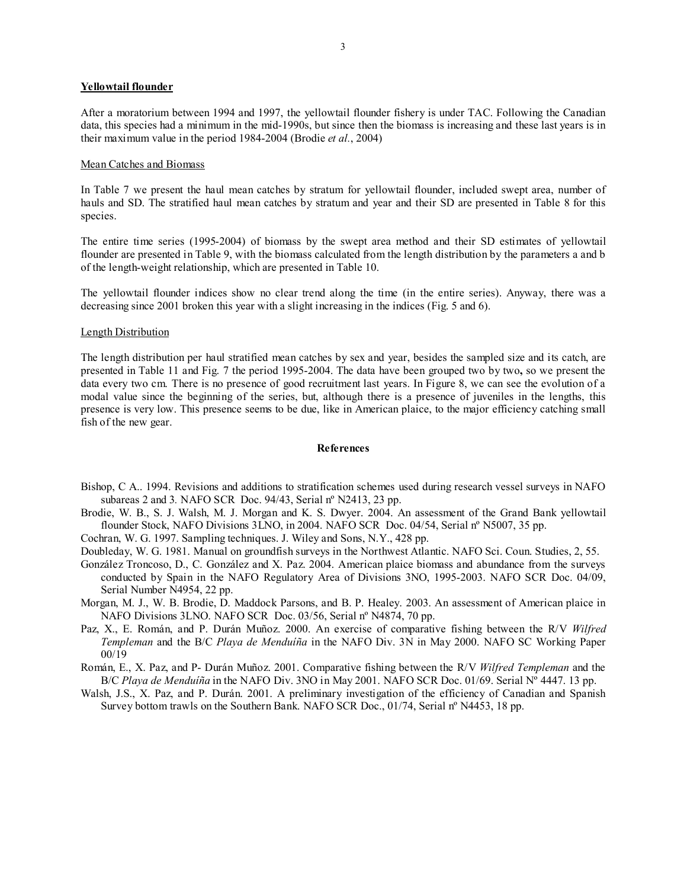**Yellowtail flounder**

After a moratorium between 1994 and 1997, the yellowtail flounder fishery is under TAC. Following the Canadian data, this species had a minimum in the mid-1990s, but since then the biomass is increasing and these last years is in their maximum value in the period 1984-2004 (Brodie *et al.*, 2004)

Mean Catches and Biomass

In Table 7 we present the haul mean catches by stratum for yellowtail flounder, included swept area, number of hauls and SD. The stratified haul mean catches by stratum and year and their SD are presented in Table 8 for this species.

The entire time series (1995-2004) of biomass by the swept area method and their SD estimates of yellowtail flounder are presented in Table 9, with the biomass calculated from the length distribution by the parameters a and b of the length-weight relationship, which are presented in Table 10.

The yellowtail flounder indices show no clear trend along the time (in the entire series). Anyway, there was a decreasing since 2001 broken this year with a slight increasing in the indices (Fig. 5 and 6).

Length Distribution

The length distribution per haul stratified mean catches by sex and year, besides the sampled size and its catch, are presented in Table 11 and Fig. 7 the period 1995-2004. The data have been grouped two by two**,** so we present the data every two cm. There is no presence of good recruitment last years. In Figure 8, we can see the evolution of a modal value since the beginning of the series, but, although there is a presence of juveniles in the lengths, this presence is very low. This presence seems to be due, like in American plaice, to the major efficiency catching small fish of the new gear.

## References

Bishop, C A.. 1994. Revisions and additions to stratification schemes used during research vessel surveys in NAFO subareas 2 and 3. NAFO SCR Doc. 94/43, Serial nº N2413, 23 pp.

Brodie, W. B., S. J. Walsh, M. J. Morgan and K. S. Dwyer. 2004. An assessment of the Grand Bank yellowtail flounder Stock, NAFO Divisions 3LNO, in 2004. NAFO SCR Doc. 04/54, Serial nº N5007, 35 pp.

Cochran, W. G. 1997. Sampling techniques. J. Wiley and Sons, N.Y., 428 pp.

Doubleday, W. G. 1981. Manual on groundfish surveys in the Northwest Atlantic. NAFO Sci. Coun. Studies, 2, 55.

González Troncoso, D., C. González and X. Paz. 2004. American plaice biomass and abundance from the surveys conducted by Spain in the NAFO Regulatory Area of Divisions 3NO, 1995-2003. NAFO SCR Doc. 04/09, Serial Number N4954, 22 pp.

Morgan, M. J., W. B. Brodie, D. Maddock Parsons, and B. P. Healey. 2003. An assessment of American plaice in NAFO Divisions 3LNO. NAFO SCR Doc. 03/56, Serial nº N4874, 70 pp.

Paz, X., E. Román, and P. Durán Muñoz. 2000. An exercise of comparative fishing between the R/V *Wilfred Templeman* and the B/C *Playa de Menduíña* in the NAFO Div. 3N in May 2000. NAFO SC Working Paper 00/19

Román, E., X. Paz, and P- Durán Muñoz. 2001. Comparative fishing between the R/V *Wilfred Templeman* and the B/C *Playa de Menduíña* in the NAFO Div. 3NO in May 2001. NAFO SCR Doc. 01/69. Serial Nº 4447. 13 pp.

Walsh, J.S., X. Paz, and P. Durán. 2001. A preliminary investigation of the efficiency of Canadian and Spanish Survey bottom trawls on the Southern Bank. NAFO SCR Doc., 01/74, Serial nº N4453, 18 pp.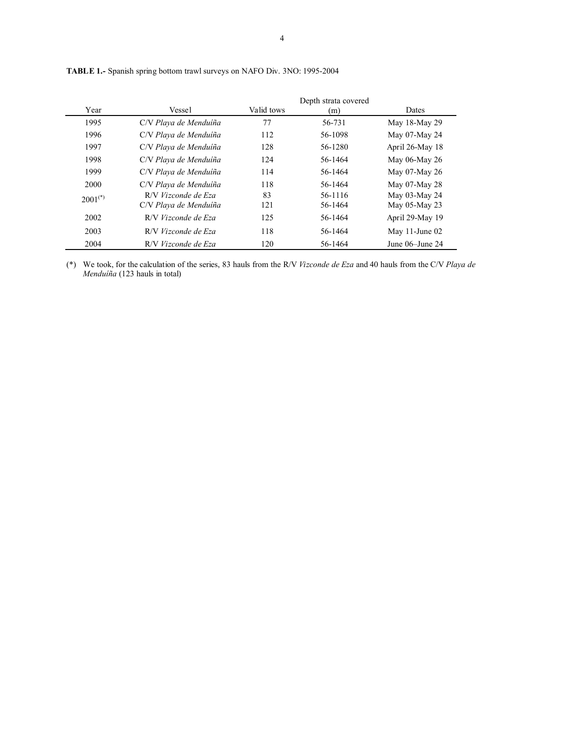**TABLE 1.-** Spanish spring bottom trawl surveys on NAFO Div. 3NO: 1995-2004

| Year | Vessel | Valid tows | Depth strata covered (m) | Dates |
|---|---|---|---|---|
| 1995 | C/V *Playa de Menduíña* | 77 | 56-731 | May 18-May 29 |
| 1996 | C/V *Playa de Menduíña* | 112 | 56-1098 | May 07-May 24 |
| 1997 | C/V *Playa de Menduíña* | 128 | 56-1280 | April 26-May 18 |
| 1998 | C/V *Playa de Menduíña* | 124 | 56-1464 | May 06-May 26 |
| 1999 | C/V *Playa de Menduíña* | 114 | 56-1464 | May 07-May 26 |
| 2000 | C/V *Playa de Menduíña* | 118 | 56-1464 | May 07-May 28 |
| 2001(*) | R/V *Vizconde de Eza* | 83 | 56-1116 | May 03-May 24 |
| | C/V *Playa de Menduíña* | 121 | 56-1464 | May 05-May 23 |
| 2002 | R/V *Vizconde de Eza* | 125 | 56-1464 | April 29-May 19 |
| 2003 | R/V *Vizconde de Eza* | 118 | 56-1464 | May 11-June 02 |
| 2004 | R/V *Vizconde de Eza* | 120 | 56-1464 | June 06–June 24 |

(*) We took, for the calculation of the series, 83 hauls from the R/V *Vizconde de Eza* and 40 hauls from the C/V *Playa de Menduíña* (123 hauls in total)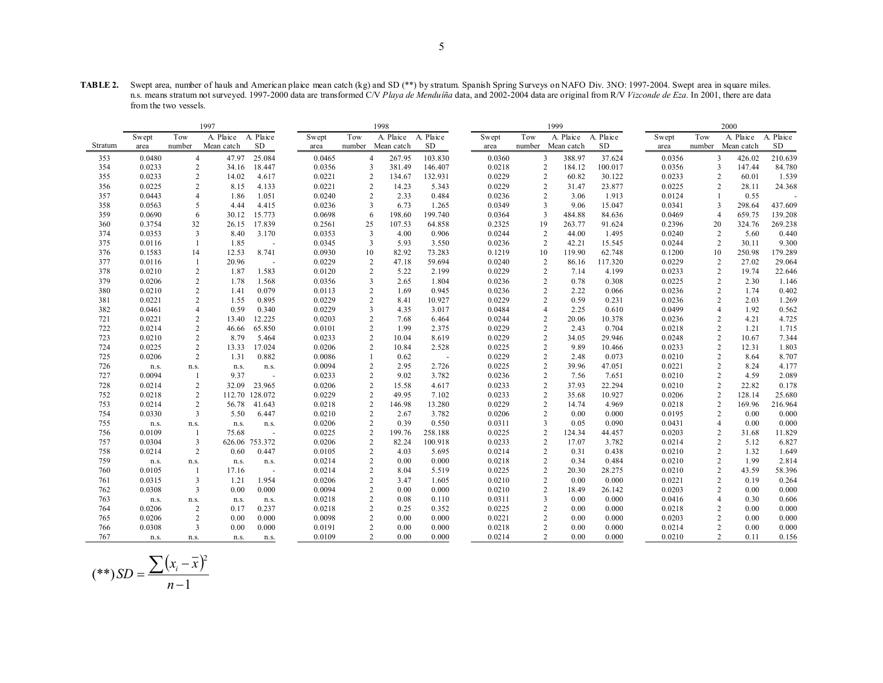**TABLE 2.** Swept area, number of hauls and American plaice mean catch (kg) and SD (**) by stratum. Spanish Spring Surveys on NAFO Div. 3NO: 1997-2004. Swept area in square miles. n.s. means stratum not surveyed. 1997-2000 data are transformed C/V *Playa de Menduíña* data, and 2002-2004 data are original from R/V *Vizconde de Eza*. In 2001, there are data from the two vessels.

| | 1997 | | | | 1998 | | | | 1999 | | | | 2000 | | | |
|---|---|---|---|---|---|---|---|---|---|---|---|---|---|---|---|---|
| Stratum | Swept area | Tow number | A. Plaice Mean catch | A. Plaice SD | Swept area | Tow number | A. Plaice Mean catch | A. Plaice SD | Swept area | Tow number | A. Plaice Mean catch | A. Plaice SD | Swept area | Tow number | A. Plaice Mean catch | A. Plaice SD |
| 353 | 0.0480 | 4 | 47.97 | 25.084 | 0.0465 | 4 | 267.95 | 103.830 | 0.0360 | 3 | 388.97 | 37.624 | 0.0356 | 3 | 426.02 | 210.639 |
| 354 | 0.0233 | 2 | 34.16 | 18.447 | 0.0356 | 3 | 381.49 | 146.407 | 0.0218 | 2 | 184.12 | 100.017 | 0.0356 | 3 | 147.44 | 84.780 |
| 355 | 0.0233 | 2 | 14.02 | 4.617 | 0.0221 | 2 | 134.67 | 132.931 | 0.0229 | 2 | 60.82 | 30.122 | 0.0233 | 2 | 60.01 | 1.539 |
| 356 | 0.0225 | 2 | 8.15 | 4.133 | 0.0221 | 2 | 14.23 | 5.343 | 0.0229 | 2 | 31.47 | 23.877 | 0.0225 | 2 | 28.11 | 24.368 |
| 357 | 0.0443 | 4 | 1.86 | 1.051 | 0.0240 | 2 | 2.33 | 0.484 | 0.0236 | 2 | 3.06 | 1.913 | 0.0124 | 1 | 0.55 | - |
| 358 | 0.0563 | 5 | 4.44 | 4.415 | 0.0236 | 3 | 6.73 | 1.265 | 0.0349 | 3 | 9.06 | 15.047 | 0.0341 | 3 | 298.64 | 437.609 |
| 359 | 0.0690 | 6 | 30.12 | 15.773 | 0.0698 | 6 | 198.60 | 199.740 | 0.0364 | 3 | 484.88 | 84.636 | 0.0469 | 4 | 659.75 | 139.208 |
| 360 | 0.3754 | 32 | 26.15 | 17.839 | 0.2561 | 25 | 107.53 | 64.858 | 0.2325 | 19 | 263.77 | 91.624 | 0.2396 | 20 | 324.76 | 269.238 |
| 374 | 0.0353 | 3 | 8.40 | 3.170 | 0.0353 | 3 | 4.00 | 0.906 | 0.0244 | 2 | 44.00 | 1.495 | 0.0240 | 2 | 5.60 | 0.440 |
| 375 | 0.0116 | 1 | 1.85 | - | 0.0345 | 3 | 5.93 | 3.550 | 0.0236 | 2 | 42.21 | 15.545 | 0.0244 | 2 | 30.11 | 9.300 |
| 376 | 0.1583 | 14 | 12.53 | 8.741 | 0.0930 | 10 | 82.92 | 73.283 | 0.1219 | 10 | 119.90 | 62.748 | 0.1200 | 10 | 250.98 | 179.289 |
| 377 | 0.0116 | 1 | 20.96 | - | 0.0229 | 2 | 47.18 | 59.694 | 0.0240 | 2 | 86.16 | 117.320 | 0.0229 | 2 | 27.02 | 29.064 |
| 378 | 0.0210 | 2 | 1.87 | 1.583 | 0.0120 | 2 | 5.22 | 2.199 | 0.0229 | 2 | 7.14 | 4.199 | 0.0233 | 2 | 19.74 | 22.646 |
| 379 | 0.0206 | 2 | 1.78 | 1.568 | 0.0356 | 3 | 2.65 | 1.804 | 0.0236 | 2 | 0.78 | 0.308 | 0.0225 | 2 | 2.30 | 1.146 |
| 380 | 0.0210 | 2 | 1.41 | 0.079 | 0.0113 | 2 | 1.69 | 0.945 | 0.0236 | 2 | 2.22 | 0.066 | 0.0236 | 2 | 1.74 | 0.402 |
| 381 | 0.0221 | 2 | 1.55 | 0.895 | 0.0229 | 2 | 8.41 | 10.927 | 0.0229 | 2 | 0.59 | 0.231 | 0.0236 | 2 | 2.03 | 1.269 |
| 382 | 0.0461 | 4 | 0.59 | 0.340 | 0.0229 | 3 | 4.35 | 3.017 | 0.0484 | 4 | 2.25 | 0.610 | 0.0499 | 4 | 1.92 | 0.562 |
| 721 | 0.0221 | 2 | 13.40 | 12.225 | 0.0203 | 2 | 7.68 | 6.464 | 0.0244 | 2 | 20.06 | 10.378 | 0.0236 | 2 | 4.21 | 4.725 |
| 722 | 0.0214 | 2 | 46.66 | 65.850 | 0.0101 | 2 | 1.99 | 2.375 | 0.0229 | 2 | 2.43 | 0.704 | 0.0218 | 2 | 1.21 | 1.715 |
| 723 | 0.0210 | 2 | 8.79 | 5.464 | 0.0233 | 2 | 10.04 | 8.619 | 0.0229 | 2 | 34.05 | 29.946 | 0.0248 | 2 | 10.67 | 7.344 |
| 724 | 0.0225 | 2 | 13.33 | 17.024 | 0.0206 | 2 | 10.84 | 2.528 | 0.0225 | 2 | 9.89 | 10.466 | 0.0233 | 2 | 12.31 | 1.803 |
| 725 | 0.0206 | 2 | 1.31 | 0.882 | 0.0086 | 1 | 0.62 | - | 0.0229 | 2 | 2.48 | 0.073 | 0.0210 | 2 | 8.64 | 8.707 |
| 726 | n.s. | n.s. | n.s. | n.s. | 0.0094 | 2 | 2.95 | 2.726 | 0.0225 | 2 | 39.96 | 47.051 | 0.0221 | 2 | 8.24 | 4.177 |
| 727 | 0.0094 | 1 | 9.37 | - | 0.0233 | 2 | 9.02 | 3.782 | 0.0236 | 2 | 7.56 | 7.651 | 0.0210 | 2 | 4.59 | 2.089 |
| 728 | 0.0214 | 2 | 32.09 | 23.965 | 0.0206 | 2 | 15.58 | 4.617 | 0.0233 | 2 | 37.93 | 22.294 | 0.0210 | 2 | 22.82 | 0.178 |
| 752 | 0.0218 | 2 | 112.70 | 128.072 | 0.0229 | 2 | 49.95 | 7.102 | 0.0233 | 2 | 35.68 | 10.927 | 0.0206 | 2 | 128.14 | 25.680 |
| 753 | 0.0214 | 2 | 56.78 | 41.643 | 0.0218 | 2 | 146.98 | 13.280 | 0.0229 | 2 | 14.74 | 4.969 | 0.0218 | 2 | 169.96 | 216.964 |
| 754 | 0.0330 | 3 | 5.50 | 6.447 | 0.0210 | 2 | 2.67 | 3.782 | 0.0206 | 2 | 0.00 | 0.000 | 0.0195 | 2 | 0.00 | 0.000 |
| 755 | n.s. | n.s. | n.s. | n.s. | 0.0206 | 2 | 0.39 | 0.550 | 0.0311 | 3 | 0.05 | 0.090 | 0.0431 | 4 | 0.00 | 0.000 |
| 756 | 0.0109 | 1 | 75.68 | - | 0.0225 | 2 | 199.76 | 258.188 | 0.0225 | 2 | 124.34 | 44.457 | 0.0203 | 2 | 31.68 | 11.829 |
| 757 | 0.0304 | 3 | 626.06 | 753.372 | 0.0206 | 2 | 82.24 | 100.918 | 0.0233 | 2 | 17.07 | 3.782 | 0.0214 | 2 | 5.12 | 6.827 |
| 758 | 0.0214 | 2 | 0.60 | 0.447 | 0.0105 | 2 | 4.03 | 5.695 | 0.0214 | 2 | 0.31 | 0.438 | 0.0210 | 2 | 1.32 | 1.649 |
| 759 | n.s. | n.s. | n.s. | n.s. | 0.0214 | 2 | 0.00 | 0.000 | 0.0218 | 2 | 0.34 | 0.484 | 0.0210 | 2 | 1.99 | 2.814 |
| 760 | 0.0105 | 1 | 17.16 | - | 0.0214 | 2 | 8.04 | 5.519 | 0.0225 | 2 | 20.30 | 28.275 | 0.0210 | 2 | 43.59 | 58.396 |
| 761 | 0.0315 | 3 | 1.21 | 1.954 | 0.0206 | 2 | 3.47 | 1.605 | 0.0210 | 2 | 0.00 | 0.000 | 0.0221 | 2 | 0.19 | 0.264 |
| 762 | 0.0308 | 3 | 0.00 | 0.000 | 0.0094 | 2 | 0.00 | 0.000 | 0.0210 | 2 | 18.49 | 26.142 | 0.0203 | 2 | 0.00 | 0.000 |
| 763 | n.s. | n.s. | n.s. | n.s. | 0.0218 | 2 | 0.08 | 0.110 | 0.0311 | 3 | 0.00 | 0.000 | 0.0416 | 4 | 0.30 | 0.606 |
| 764 | 0.0206 | 2 | 0.17 | 0.237 | 0.0218 | 2 | 0.25 | 0.352 | 0.0225 | 2 | 0.00 | 0.000 | 0.0218 | 2 | 0.00 | 0.000 |
| 765 | 0.0206 | 2 | 0.00 | 0.000 | 0.0098 | 2 | 0.00 | 0.000 | 0.0221 | 2 | 0.00 | 0.000 | 0.0203 | 2 | 0.00 | 0.000 |
| 766 | 0.0308 | 3 | 0.00 | 0.000 | 0.0191 | 2 | 0.00 | 0.000 | 0.0218 | 2 | 0.00 | 0.000 | 0.0214 | 2 | 0.00 | 0.000 |
| 767 | n.s. | n.s. | n.s. | n.s. | 0.0109 | 2 | 0.00 | 0.000 | 0.0214 | 2 | 0.00 | 0.000 | 0.0210 | 2 | 0.11 | 0.156 |

$$(^{**})\, SD = \frac{\sum (x_i - \bar{x})^2}{n-1}$$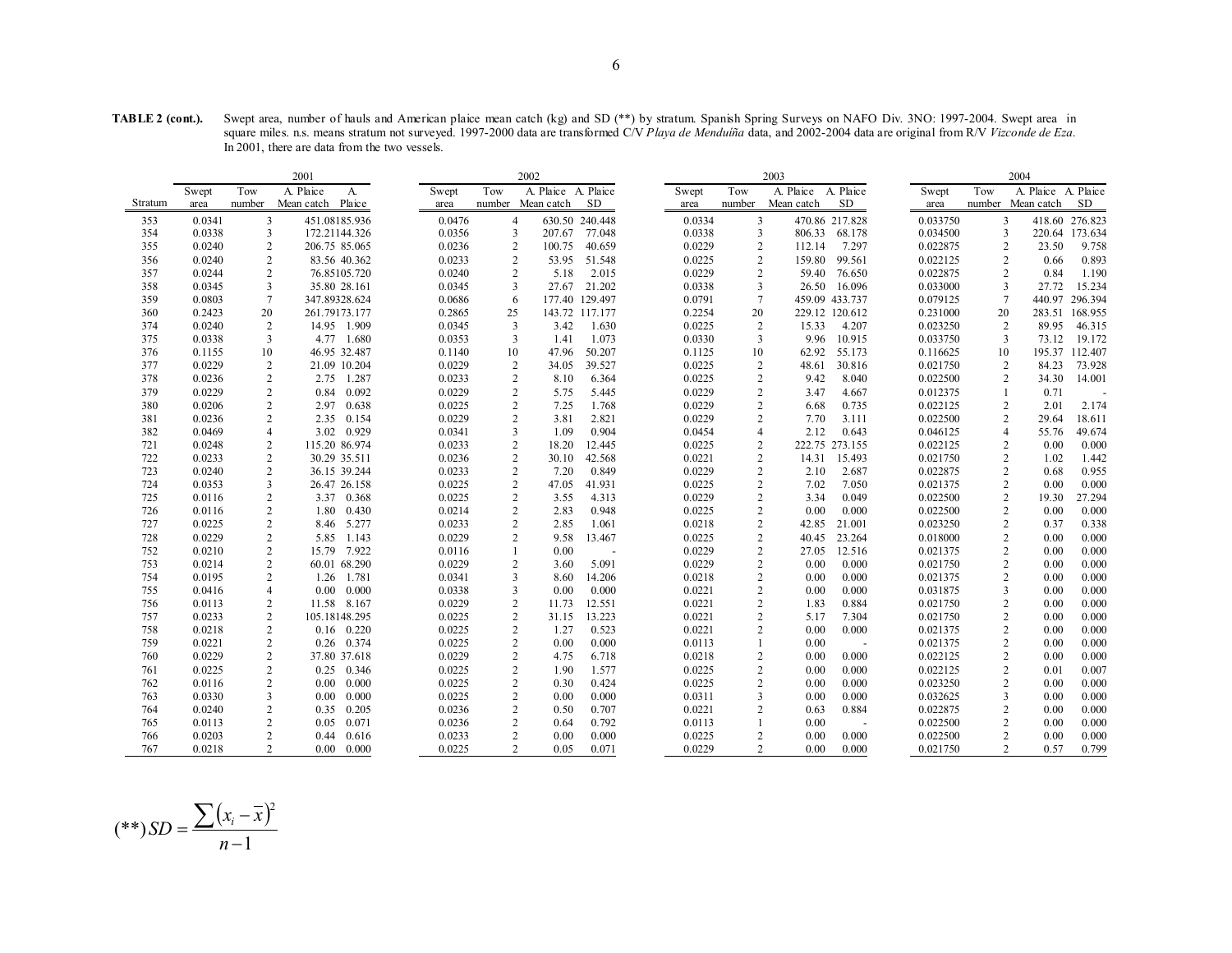**TABLE 2 (cont.).** Swept area, number of hauls and American plaice mean catch (kg) and SD (**) by stratum. Spanish Spring Surveys on NAFO Div. 3NO: 1997-2004. Swept area in square miles. n.s. means stratum not surveyed. 1997-2000 data are transformed C/V *Playa de Menduíña* data, and 2002-2004 data are original from R/V *Vizconde de Eza*. In 2001, there are data from the two vessels.

| | 2001 | | | | 2002 | | | | 2003 | | | | 2004 | | | |
|---|---|---|---|---|---|---|---|---|---|---|---|---|---|---|---|---|
| Stratum | Swept area | Tow number | A. Plaice Mean catch | A. Plaice | Swept area | Tow number | A. Plaice Mean catch | A. Plaice SD | Swept area | Tow number | A. Plaice Mean catch | A. Plaice SD | Swept area | Tow number | A. Plaice Mean catch | A. Plaice SD |
| 353 | 0.0341 | 3 | 451.08 | 185.936 | 0.0476 | 4 | 630.50 | 240.448 | 0.0334 | 3 | 470.86 | 217.828 | 0.033750 | 3 | 418.60 | 276.823 |
| 354 | 0.0338 | 3 | 172.21 | 144.326 | 0.0356 | 3 | 207.67 | 77.048 | 0.0338 | 3 | 806.33 | 68.178 | 0.034500 | 3 | 220.64 | 173.634 |
| 355 | 0.0240 | 2 | 206.75 | 85.065 | 0.0236 | 2 | 100.75 | 40.659 | 0.0229 | 2 | 112.14 | 7.297 | 0.022875 | 2 | 23.50 | 9.758 |
| 356 | 0.0240 | 2 | 83.56 | 40.362 | 0.0233 | 2 | 53.95 | 51.548 | 0.0225 | 2 | 159.80 | 99.561 | 0.022125 | 2 | 0.66 | 0.893 |
| 357 | 0.0244 | 2 | 76.85 | 105.720 | 0.0240 | 2 | 5.18 | 2.015 | 0.0229 | 2 | 59.40 | 76.650 | 0.022875 | 2 | 0.84 | 1.190 |
| 358 | 0.0345 | 3 | 35.80 | 28.161 | 0.0345 | 3 | 27.67 | 21.202 | 0.0338 | 3 | 26.50 | 16.096 | 0.033000 | 3 | 27.72 | 15.234 |
| 359 | 0.0803 | 7 | 347.89 | 328.624 | 0.0686 | 6 | 177.40 | 129.497 | 0.0791 | 7 | 459.09 | 433.737 | 0.079125 | 7 | 440.97 | 296.394 |
| 360 | 0.2423 | 20 | 261.79 | 173.177 | 0.2865 | 25 | 143.72 | 117.177 | 0.2254 | 20 | 229.12 | 120.612 | 0.231000 | 20 | 283.51 | 168.955 |
| 374 | 0.0240 | 2 | 14.95 | 1.909 | 0.0345 | 3 | 3.42 | 1.630 | 0.0225 | 2 | 15.33 | 4.207 | 0.023250 | 2 | 89.95 | 46.315 |
| 375 | 0.0338 | 3 | 4.77 | 1.680 | 0.0353 | 3 | 1.41 | 1.073 | 0.0330 | 3 | 9.96 | 10.915 | 0.033750 | 3 | 73.12 | 19.172 |
| 376 | 0.1155 | 10 | 46.95 | 32.487 | 0.1140 | 10 | 47.96 | 50.207 | 0.1125 | 10 | 62.92 | 55.173 | 0.116625 | 10 | 195.37 | 112.407 |
| 377 | 0.0229 | 2 | 21.09 | 10.204 | 0.0229 | 2 | 34.05 | 39.527 | 0.0225 | 2 | 48.61 | 30.816 | 0.021750 | 2 | 84.23 | 73.928 |
| 378 | 0.0236 | 2 | 2.75 | 1.287 | 0.0233 | 2 | 8.10 | 6.364 | 0.0225 | 2 | 9.42 | 8.040 | 0.022500 | 2 | 34.30 | 14.001 |
| 379 | 0.0229 | 2 | 0.84 | 0.092 | 0.0229 | 2 | 5.75 | 5.445 | 0.0229 | 2 | 3.47 | 4.667 | 0.012375 | 1 | 0.71 | - |
| 380 | 0.0206 | 2 | 2.97 | 0.638 | 0.0225 | 2 | 7.25 | 1.768 | 0.0229 | 2 | 6.68 | 0.735 | 0.022125 | 2 | 2.01 | 2.174 |
| 381 | 0.0236 | 2 | 2.35 | 0.154 | 0.0229 | 2 | 3.81 | 2.821 | 0.0229 | 2 | 7.70 | 3.111 | 0.022500 | 2 | 29.64 | 18.611 |
| 382 | 0.0469 | 4 | 3.02 | 0.929 | 0.0341 | 3 | 1.09 | 0.904 | 0.0454 | 4 | 2.12 | 0.643 | 0.046125 | 4 | 55.76 | 49.674 |
| 721 | 0.0248 | 2 | 115.20 | 86.974 | 0.0233 | 2 | 18.20 | 12.445 | 0.0225 | 2 | 222.75 | 273.155 | 0.022125 | 2 | 0.00 | 0.000 |
| 722 | 0.0233 | 2 | 30.29 | 35.511 | 0.0236 | 2 | 30.10 | 42.568 | 0.0221 | 2 | 14.31 | 15.493 | 0.021750 | 2 | 1.02 | 1.442 |
| 723 | 0.0240 | 2 | 36.15 | 39.244 | 0.0233 | 2 | 7.20 | 0.849 | 0.0229 | 2 | 2.10 | 2.687 | 0.022875 | 2 | 0.68 | 0.955 |
| 724 | 0.0353 | 3 | 26.47 | 26.158 | 0.0225 | 2 | 47.05 | 41.931 | 0.0225 | 2 | 7.02 | 7.050 | 0.021375 | 2 | 0.00 | 0.000 |
| 725 | 0.0116 | 2 | 3.37 | 0.368 | 0.0225 | 2 | 3.55 | 4.313 | 0.0229 | 2 | 3.34 | 0.049 | 0.022500 | 2 | 19.30 | 27.294 |
| 726 | 0.0116 | 2 | 1.80 | 0.430 | 0.0214 | 2 | 2.83 | 0.948 | 0.0225 | 2 | 0.00 | 0.000 | 0.022500 | 2 | 0.00 | 0.000 |
| 727 | 0.0225 | 2 | 8.46 | 5.277 | 0.0233 | 2 | 2.85 | 1.061 | 0.0218 | 2 | 42.85 | 21.001 | 0.023250 | 2 | 0.37 | 0.338 |
| 728 | 0.0229 | 2 | 5.85 | 1.143 | 0.0229 | 2 | 9.58 | 13.467 | 0.0225 | 2 | 40.45 | 23.264 | 0.018000 | 2 | 0.00 | 0.000 |
| 752 | 0.0210 | 2 | 15.79 | 7.922 | 0.0116 | 1 | 0.00 | - | 0.0229 | 2 | 27.05 | 12.516 | 0.021375 | 2 | 0.00 | 0.000 |
| 753 | 0.0214 | 2 | 60.01 | 68.290 | 0.0229 | 2 | 3.60 | 5.091 | 0.0229 | 2 | 0.00 | 0.000 | 0.021750 | 2 | 0.00 | 0.000 |
| 754 | 0.0195 | 2 | 1.26 | 1.781 | 0.0341 | 3 | 8.60 | 14.206 | 0.0218 | 2 | 0.00 | 0.000 | 0.021375 | 2 | 0.00 | 0.000 |
| 755 | 0.0416 | 4 | 0.00 | 0.000 | 0.0338 | 3 | 0.00 | 0.000 | 0.0221 | 2 | 0.00 | 0.000 | 0.031875 | 3 | 0.00 | 0.000 |
| 756 | 0.0113 | 2 | 11.58 | 8.167 | 0.0229 | 2 | 11.73 | 12.551 | 0.0221 | 2 | 1.83 | 0.884 | 0.021750 | 2 | 0.00 | 0.000 |
| 757 | 0.0233 | 2 | 105.18 | 148.295 | 0.0225 | 2 | 31.15 | 13.223 | 0.0221 | 2 | 5.17 | 7.304 | 0.021750 | 2 | 0.00 | 0.000 |
| 758 | 0.0218 | 2 | 0.16 | 0.220 | 0.0225 | 2 | 1.27 | 0.523 | 0.0221 | 2 | 0.00 | 0.000 | 0.021375 | 2 | 0.00 | 0.000 |
| 759 | 0.0221 | 2 | 0.26 | 0.374 | 0.0225 | 2 | 0.00 | 0.000 | 0.0113 | 1 | 0.00 | - | 0.021375 | 2 | 0.00 | 0.000 |
| 760 | 0.0229 | 2 | 37.80 | 37.618 | 0.0229 | 2 | 4.75 | 6.718 | 0.0218 | 2 | 0.00 | 0.000 | 0.022125 | 2 | 0.00 | 0.000 |
| 761 | 0.0225 | 2 | 0.25 | 0.346 | 0.0225 | 2 | 1.90 | 1.577 | 0.0225 | 2 | 0.00 | 0.000 | 0.022125 | 2 | 0.01 | 0.007 |
| 762 | 0.0116 | 2 | 0.00 | 0.000 | 0.0225 | 2 | 0.30 | 0.424 | 0.0225 | 2 | 0.00 | 0.000 | 0.023250 | 2 | 0.00 | 0.000 |
| 763 | 0.0330 | 3 | 0.00 | 0.000 | 0.0225 | 2 | 0.00 | 0.000 | 0.0311 | 3 | 0.00 | 0.000 | 0.032625 | 3 | 0.00 | 0.000 |
| 764 | 0.0240 | 2 | 0.35 | 0.205 | 0.0236 | 2 | 0.50 | 0.707 | 0.0221 | 2 | 0.63 | 0.884 | 0.022875 | 2 | 0.00 | 0.000 |
| 765 | 0.0113 | 2 | 0.05 | 0.071 | 0.0236 | 2 | 0.64 | 0.792 | 0.0113 | 1 | 0.00 | - | 0.022500 | 2 | 0.00 | 0.000 |
| 766 | 0.0203 | 2 | 0.44 | 0.616 | 0.0233 | 2 | 0.00 | 0.000 | 0.0225 | 2 | 0.00 | 0.000 | 0.022500 | 2 | 0.00 | 0.000 |
| 767 | 0.0218 | 2 | 0.00 | 0.000 | 0.0225 | 2 | 0.05 | 0.071 | 0.0229 | 2 | 0.00 | 0.000 | 0.021750 | 2 | 0.57 | 0.799 |

$$(^{**})\, SD = \frac{\sum (x_i - \bar{x})^2}{n-1}$$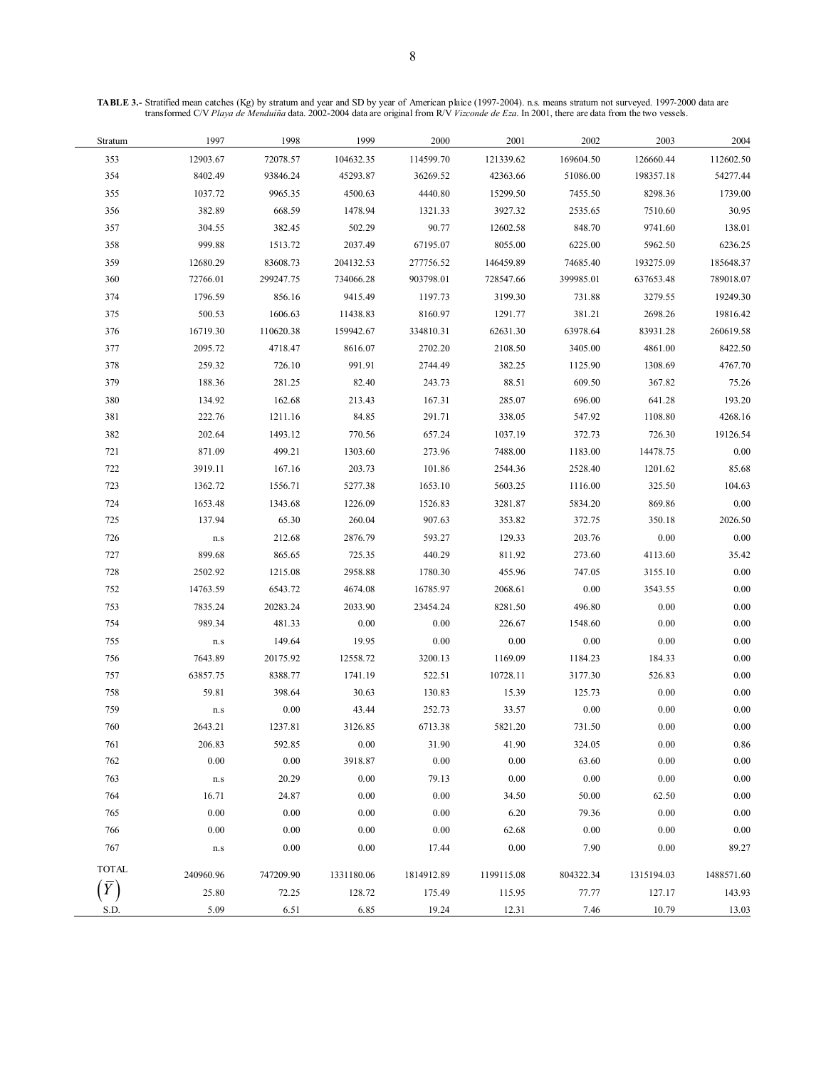**TABLE 3.-** Stratified mean catches (Kg) by stratum and year and SD by year of American plaice (1997-2004). n.s. means stratum not surveyed. 1997-2000 data are transformed C/V *Playa de Menduíña* data. 2002-2004 data are original from R/V *Vizconde de Eza*. In 2001, there are data from the two vessels.

| Stratum | 1997 | 1998 | 1999 | 2000 | 2001 | 2002 | 2003 | 2004 |
|---|---|---|---|---|---|---|---|---|
| 353 | 12903.67 | 72078.57 | 104632.35 | 114599.70 | 121339.62 | 169604.50 | 126660.44 | 112602.50 |
| 354 | 8402.49 | 93846.24 | 45293.87 | 36269.52 | 42363.66 | 51086.00 | 198357.18 | 54277.44 |
| 355 | 1037.72 | 9965.35 | 4500.63 | 4440.80 | 15299.50 | 7455.50 | 8298.36 | 1739.00 |
| 356 | 382.89 | 668.59 | 1478.94 | 1321.33 | 3927.32 | 2535.65 | 7510.60 | 30.95 |
| 357 | 304.55 | 382.45 | 502.29 | 90.77 | 12602.58 | 848.70 | 9741.60 | 138.01 |
| 358 | 999.88 | 1513.72 | 2037.49 | 67195.07 | 8055.00 | 6225.00 | 5962.50 | 6236.25 |
| 359 | 12680.29 | 83608.73 | 204132.53 | 277756.52 | 146459.89 | 74685.40 | 193275.09 | 185648.37 |
| 360 | 72766.01 | 299247.75 | 734066.28 | 903798.01 | 728547.66 | 399985.01 | 637653.48 | 789018.07 |
| 374 | 1796.59 | 856.16 | 9415.49 | 1197.73 | 3199.30 | 731.88 | 3279.55 | 19249.30 |
| 375 | 500.53 | 1606.63 | 11438.83 | 8160.97 | 1291.77 | 381.21 | 2698.26 | 19816.42 |
| 376 | 16719.30 | 110620.38 | 159942.67 | 334810.31 | 62631.30 | 63978.64 | 83931.28 | 260619.58 |
| 377 | 2095.72 | 4718.47 | 8616.07 | 2702.20 | 2108.50 | 3405.00 | 4861.00 | 8422.50 |
| 378 | 259.32 | 726.10 | 991.91 | 2744.49 | 382.25 | 1125.90 | 1308.69 | 4767.70 |
| 379 | 188.36 | 281.25 | 82.40 | 243.73 | 88.51 | 609.50 | 367.82 | 75.26 |
| 380 | 134.92 | 162.68 | 213.43 | 167.31 | 285.07 | 696.00 | 641.28 | 193.20 |
| 381 | 222.76 | 1211.16 | 84.85 | 291.71 | 338.05 | 547.92 | 1108.80 | 4268.16 |
| 382 | 202.64 | 1493.12 | 770.56 | 657.24 | 1037.19 | 372.73 | 726.30 | 19126.54 |
| 721 | 871.09 | 499.21 | 1303.60 | 273.96 | 7488.00 | 1183.00 | 14478.75 | 0.00 |
| 722 | 3919.11 | 167.16 | 203.73 | 101.86 | 2544.36 | 2528.40 | 1201.62 | 85.68 |
| 723 | 1362.72 | 1556.71 | 5277.38 | 1653.10 | 5603.25 | 1116.00 | 325.50 | 104.63 |
| 724 | 1653.48 | 1343.68 | 1226.09 | 1526.83 | 3281.87 | 5834.20 | 869.86 | 0.00 |
| 725 | 137.94 | 65.30 | 260.04 | 907.63 | 353.82 | 372.75 | 350.18 | 2026.50 |
| 726 | n.s | 212.68 | 2876.79 | 593.27 | 129.33 | 203.76 | 0.00 | 0.00 |
| 727 | 899.68 | 865.65 | 725.35 | 440.29 | 811.92 | 273.60 | 4113.60 | 35.42 |
| 728 | 2502.92 | 1215.08 | 2958.88 | 1780.30 | 455.96 | 747.05 | 3155.10 | 0.00 |
| 752 | 14763.59 | 6543.72 | 4674.08 | 16785.97 | 2068.61 | 0.00 | 3543.55 | 0.00 |
| 753 | 7835.24 | 20283.24 | 2033.90 | 23454.24 | 8281.50 | 496.80 | 0.00 | 0.00 |
| 754 | 989.34 | 481.33 | 0.00 | 0.00 | 226.67 | 1548.60 | 0.00 | 0.00 |
| 755 | n.s | 149.64 | 19.95 | 0.00 | 0.00 | 0.00 | 0.00 | 0.00 |
| 756 | 7643.89 | 20175.92 | 12558.72 | 3200.13 | 1169.09 | 1184.23 | 184.33 | 0.00 |
| 757 | 63857.75 | 8388.77 | 1741.19 | 522.51 | 10728.11 | 3177.30 | 526.83 | 0.00 |
| 758 | 59.81 | 398.64 | 30.63 | 130.83 | 15.39 | 125.73 | 0.00 | 0.00 |
| 759 | n.s | 0.00 | 43.44 | 252.73 | 33.57 | 0.00 | 0.00 | 0.00 |
| 760 | 2643.21 | 1237.81 | 3126.85 | 6713.38 | 5821.20 | 731.50 | 0.00 | 0.00 |
| 761 | 206.83 | 592.85 | 0.00 | 31.90 | 41.90 | 324.05 | 0.00 | 0.86 |
| 762 | 0.00 | 0.00 | 3918.87 | 0.00 | 0.00 | 63.60 | 0.00 | 0.00 |
| 763 | n.s | 20.29 | 0.00 | 79.13 | 0.00 | 0.00 | 0.00 | 0.00 |
| 764 | 16.71 | 24.87 | 0.00 | 0.00 | 34.50 | 50.00 | 62.50 | 0.00 |
| 765 | 0.00 | 0.00 | 0.00 | 0.00 | 6.20 | 79.36 | 0.00 | 0.00 |
| 766 | 0.00 | 0.00 | 0.00 | 0.00 | 62.68 | 0.00 | 0.00 | 0.00 |
| 767 | n.s | 0.00 | 0.00 | 17.44 | 0.00 | 7.90 | 0.00 | 89.27 |
| TOTAL | 240960.96 | 747209.90 | 1331180.06 | 1814912.89 | 1199115.08 | 804322.34 | 1315194.03 | 1488571.60 |
| $(\bar{Y})$ | 25.80 | 72.25 | 128.72 | 175.49 | 115.95 | 77.77 | 127.17 | 143.93 |
| S.D. | 5.09 | 6.51 | 6.85 | 19.24 | 12.31 | 7.46 | 10.79 | 13.03 |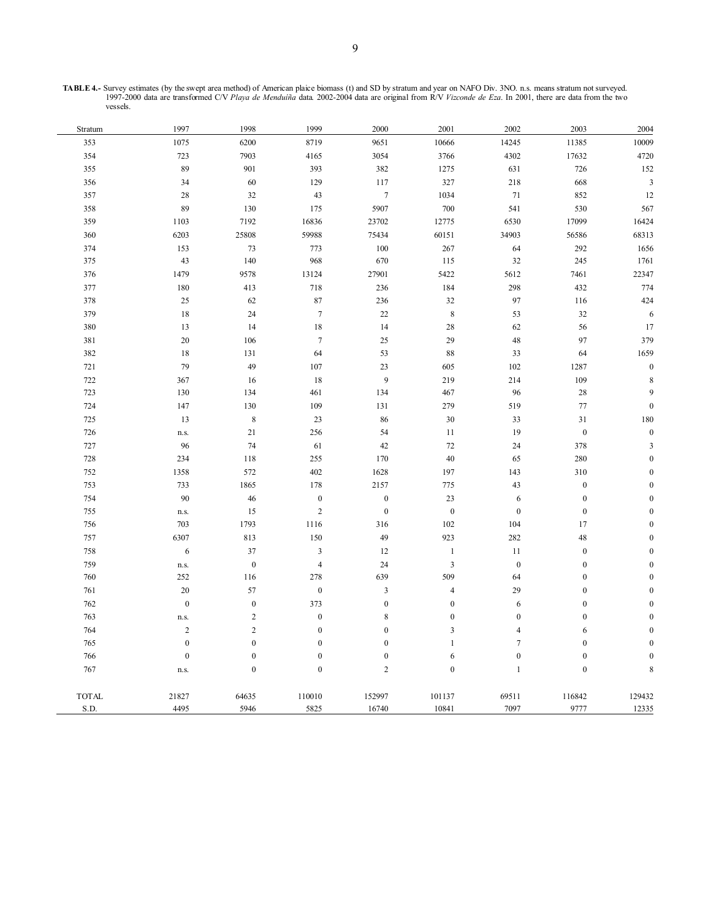**TABLE 4.-** Survey estimates (by the swept area method) of American plaice biomass (t) and SD by stratum and year on NAFO Div. 3NO. n.s. means stratum not surveyed. 1997-2000 data are transformed C/V *Playa de Menduíña* data. 2002-2004 data are original from R/V *Vizconde de Eza*. In 2001, there are data from the two vessels.

| Stratum | 1997 | 1998 | 1999 | 2000 | 2001 | 2002 | 2003 | 2004 |
|---|---|---|---|---|---|---|---|---|
| 353 | 1075 | 6200 | 8719 | 9651 | 10666 | 14245 | 11385 | 10009 |
| 354 | 723 | 7903 | 4165 | 3054 | 3766 | 4302 | 17632 | 4720 |
| 355 | 89 | 901 | 393 | 382 | 1275 | 631 | 726 | 152 |
| 356 | 34 | 60 | 129 | 117 | 327 | 218 | 668 | 3 |
| 357 | 28 | 32 | 43 | 7 | 1034 | 71 | 852 | 12 |
| 358 | 89 | 130 | 175 | 5907 | 700 | 541 | 530 | 567 |
| 359 | 1103 | 7192 | 16836 | 23702 | 12775 | 6530 | 17099 | 16424 |
| 360 | 6203 | 25808 | 59988 | 75434 | 60151 | 34903 | 56586 | 68313 |
| 374 | 153 | 73 | 773 | 100 | 267 | 64 | 292 | 1656 |
| 375 | 43 | 140 | 968 | 670 | 115 | 32 | 245 | 1761 |
| 376 | 1479 | 9578 | 13124 | 27901 | 5422 | 5612 | 7461 | 22347 |
| 377 | 180 | 413 | 718 | 236 | 184 | 298 | 432 | 774 |
| 378 | 25 | 62 | 87 | 236 | 32 | 97 | 116 | 424 |
| 379 | 18 | 24 | 7 | 22 | 8 | 53 | 32 | 6 |
| 380 | 13 | 14 | 18 | 14 | 28 | 62 | 56 | 17 |
| 381 | 20 | 106 | 7 | 25 | 29 | 48 | 97 | 379 |
| 382 | 18 | 131 | 64 | 53 | 88 | 33 | 64 | 1659 |
| 721 | 79 | 49 | 107 | 23 | 605 | 102 | 1287 | 0 |
| 722 | 367 | 16 | 18 | 9 | 219 | 214 | 109 | 8 |
| 723 | 130 | 134 | 461 | 134 | 467 | 96 | 28 | 9 |
| 724 | 147 | 130 | 109 | 131 | 279 | 519 | 77 | 0 |
| 725 | 13 | 8 | 23 | 86 | 30 | 33 | 31 | 180 |
| 726 | n.s. | 21 | 256 | 54 | 11 | 19 | 0 | 0 |
| 727 | 96 | 74 | 61 | 42 | 72 | 24 | 378 | 3 |
| 728 | 234 | 118 | 255 | 170 | 40 | 65 | 280 | 0 |
| 752 | 1358 | 572 | 402 | 1628 | 197 | 143 | 310 | 0 |
| 753 | 733 | 1865 | 178 | 2157 | 775 | 43 | 0 | 0 |
| 754 | 90 | 46 | 0 | 0 | 23 | 6 | 0 | 0 |
| 755 | n.s. | 15 | 2 | 0 | 0 | 0 | 0 | 0 |
| 756 | 703 | 1793 | 1116 | 316 | 102 | 104 | 17 | 0 |
| 757 | 6307 | 813 | 150 | 49 | 923 | 282 | 48 | 0 |
| 758 | 6 | 37 | 3 | 12 | 1 | 11 | 0 | 0 |
| 759 | n.s. | 0 | 4 | 24 | 3 | 0 | 0 | 0 |
| 760 | 252 | 116 | 278 | 639 | 509 | 64 | 0 | 0 |
| 761 | 20 | 57 | 0 | 3 | 4 | 29 | 0 | 0 |
| 762 | 0 | 0 | 373 | 0 | 0 | 6 | 0 | 0 |
| 763 | n.s. | 2 | 0 | 8 | 0 | 0 | 0 | 0 |
| 764 | 2 | 2 | 0 | 0 | 3 | 4 | 6 | 0 |
| 765 | 0 | 0 | 0 | 0 | 1 | 7 | 0 | 0 |
| 766 | 0 | 0 | 0 | 0 | 6 | 0 | 0 | 0 |
| 767 | n.s. | 0 | 0 | 2 | 0 | 1 | 0 | 8 |
| TOTAL | 21827 | 64635 | 110010 | 152997 | 101137 | 69511 | 116842 | 129432 |
| S.D. | 4495 | 5946 | 5825 | 16740 | 10841 | 7097 | 9777 | 12335 |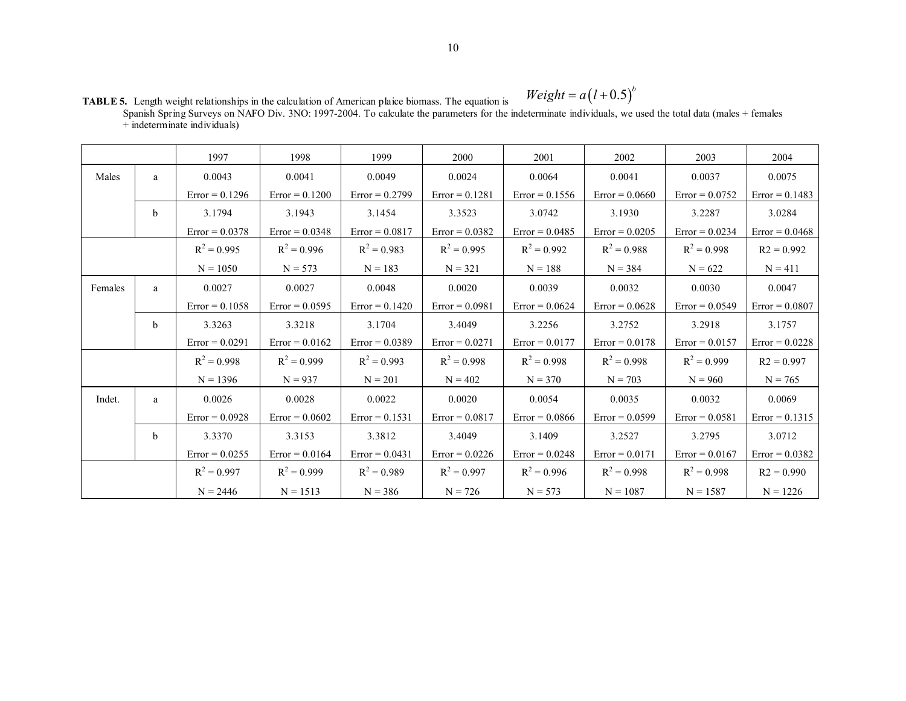**TABLE 5.** Length weight relationships in the calculation of American plaice biomass. The equation is $Weight = a(l + 0.5)^b$ Spanish Spring Surveys on NAFO Div. 3NO: 1997-2004. To calculate the parameters for the indeterminate individuals, we used the total data (males + females + indeterminate individuals)

| | | 1997 | 1998 | 1999 | 2000 | 2001 | 2002 | 2003 | 2004 |
|---|---|---|---|---|---|---|---|---|---|
| Males | a | 0.0043 | 0.0041 | 0.0049 | 0.0024 | 0.0064 | 0.0041 | 0.0037 | 0.0075 |
| | | Error = 0.1296 | Error = 0.1200 | Error = 0.2799 | Error = 0.1281 | Error = 0.1556 | Error = 0.0660 | Error = 0.0752 | Error = 0.1483 |
| | b | 3.1794 | 3.1943 | 3.1454 | 3.3523 | 3.0742 | 3.1930 | 3.2287 | 3.0284 |
| | | Error = 0.0378 | Error = 0.0348 | Error = 0.0817 | Error = 0.0382 | Error = 0.0485 | Error = 0.0205 | Error = 0.0234 | Error = 0.0468 |
| | | $R^2$ = 0.995 | $R^2$ = 0.996 | $R^2$ = 0.983 | $R^2$ = 0.995 | $R^2$ = 0.992 | $R^2$ = 0.988 | $R^2$ = 0.998 | R2 = 0.992 |
| | | N = 1050 | N = 573 | N = 183 | N = 321 | N = 188 | N = 384 | N = 622 | N = 411 |
| Females | a | 0.0027 | 0.0027 | 0.0048 | 0.0020 | 0.0039 | 0.0032 | 0.0030 | 0.0047 |
| | | Error = 0.1058 | Error = 0.0595 | Error = 0.1420 | Error = 0.0981 | Error = 0.0624 | Error = 0.0628 | Error = 0.0549 | Error = 0.0807 |
| | b | 3.3263 | 3.3218 | 3.1704 | 3.4049 | 3.2256 | 3.2752 | 3.2918 | 3.1757 |
| | | Error = 0.0291 | Error = 0.0162 | Error = 0.0389 | Error = 0.0271 | Error = 0.0177 | Error = 0.0178 | Error = 0.0157 | Error = 0.0228 |
| | | $R^2$ = 0.998 | $R^2$ = 0.999 | $R^2$ = 0.993 | $R^2$ = 0.998 | $R^2$ = 0.998 | $R^2$ = 0.998 | $R^2$ = 0.999 | R2 = 0.997 |
| | | N = 1396 | N = 937 | N = 201 | N = 402 | N = 370 | N = 703 | N = 960 | N = 765 |
| Indet. | a | 0.0026 | 0.0028 | 0.0022 | 0.0020 | 0.0054 | 0.0035 | 0.0032 | 0.0069 |
| | | Error = 0.0928 | Error = 0.0602 | Error = 0.1531 | Error = 0.0817 | Error = 0.0866 | Error = 0.0599 | Error = 0.0581 | Error = 0.1315 |
| | b | 3.3370 | 3.3153 | 3.3812 | 3.4049 | 3.1409 | 3.2527 | 3.2795 | 3.0712 |
| | | Error = 0.0255 | Error = 0.0164 | Error = 0.0431 | Error = 0.0226 | Error = 0.0248 | Error = 0.0171 | Error = 0.0167 | Error = 0.0382 |
| | | $R^2$ = 0.997 | $R^2$ = 0.999 | $R^2$ = 0.989 | $R^2$ = 0.997 | $R^2$ = 0.996 | $R^2$ = 0.998 | $R^2$ = 0.998 | R2 = 0.990 |
| | | N = 2446 | N = 1513 | N = 386 | N = 726 | N = 573 | N = 1087 | N = 1587 | N = 1226 |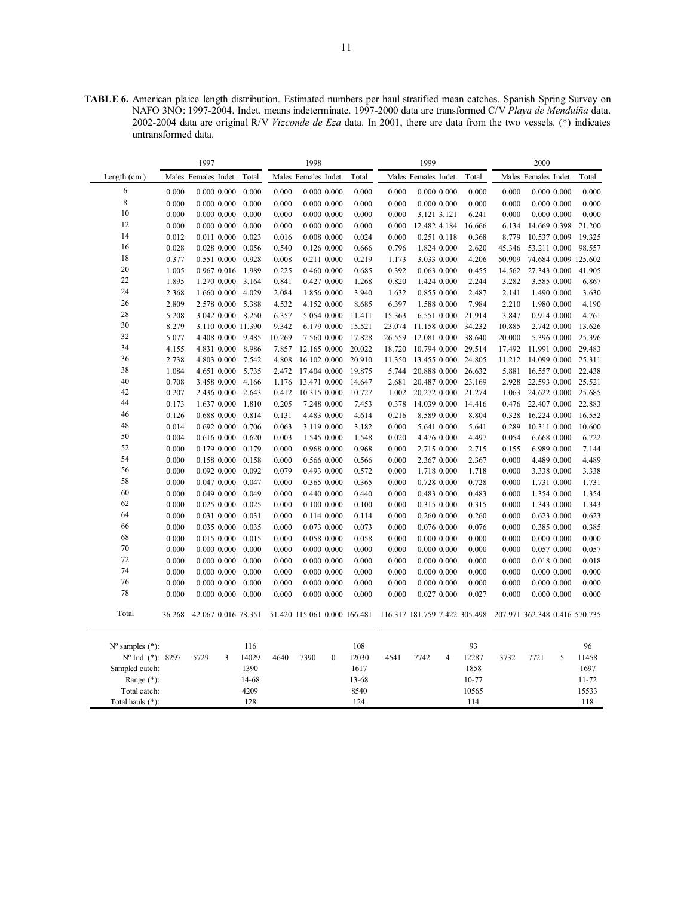**TABLE 6.** American plaice length distribution. Estimated numbers per haul stratified mean catches. Spanish Spring Survey on NAFO 3NO: 1997-2004. Indet. means indeterminate. 1997-2000 data are transformed C/V *Playa de Menduíña* data. 2002-2004 data are original R/V *Vizconde de Eza* data. In 2001, there are data from the two vessels. (*) indicates untransformed data.

| | 1997 | | | | 1998 | | | | 1999 | | | | 2000 | | | |
|---|---|---|---|---|---|---|---|---|---|---|---|---|---|---|---|---|
| Length (cm.) | Males | Females | Indet. | Total | Males | Females | Indet. | Total | Males | Females | Indet. | Total | Males | Females | Indet. | Total |
| 6 | 0.000 | 0.000 | 0.000 | 0.000 | 0.000 | 0.000 | 0.000 | 0.000 | 0.000 | 0.000 | 0.000 | 0.000 | 0.000 | 0.000 | 0.000 | 0.000 |
| 8 | 0.000 | 0.000 | 0.000 | 0.000 | 0.000 | 0.000 | 0.000 | 0.000 | 0.000 | 0.000 | 0.000 | 0.000 | 0.000 | 0.000 | 0.000 | 0.000 |
| 10 | 0.000 | 0.000 | 0.000 | 0.000 | 0.000 | 0.000 | 0.000 | 0.000 | 0.000 | 3.121 | 3.121 | 6.241 | 0.000 | 0.000 | 0.000 | 0.000 |
| 12 | 0.000 | 0.000 | 0.000 | 0.000 | 0.000 | 0.000 | 0.000 | 0.000 | 0.000 | 12.482 | 4.184 | 16.666 | 6.134 | 14.669 | 0.398 | 21.200 |
| 14 | 0.012 | 0.011 | 0.000 | 0.023 | 0.016 | 0.008 | 0.000 | 0.024 | 0.000 | 0.251 | 0.118 | 0.368 | 8.779 | 10.537 | 0.009 | 19.325 |
| 16 | 0.028 | 0.028 | 0.000 | 0.056 | 0.540 | 0.126 | 0.000 | 0.666 | 0.796 | 1.824 | 0.000 | 2.620 | 45.346 | 53.211 | 0.000 | 98.557 |
| 18 | 0.377 | 0.551 | 0.000 | 0.928 | 0.008 | 0.211 | 0.000 | 0.219 | 1.173 | 3.033 | 0.000 | 4.206 | 50.909 | 74.684 | 0.009 | 125.602 |
| 20 | 1.005 | 0.967 | 0.016 | 1.989 | 0.225 | 0.460 | 0.000 | 0.685 | 0.392 | 0.063 | 0.000 | 0.455 | 14.562 | 27.343 | 0.000 | 41.905 |
| 22 | 1.895 | 1.270 | 0.000 | 3.164 | 0.841 | 0.427 | 0.000 | 1.268 | 0.820 | 1.424 | 0.000 | 2.244 | 3.282 | 3.585 | 0.000 | 6.867 |
| 24 | 2.368 | 1.660 | 0.000 | 4.029 | 2.084 | 1.856 | 0.000 | 3.940 | 1.632 | 0.855 | 0.000 | 2.487 | 2.141 | 1.490 | 0.000 | 3.630 |
| 26 | 2.809 | 2.578 | 0.000 | 5.388 | 4.532 | 4.152 | 0.000 | 8.685 | 6.397 | 1.588 | 0.000 | 7.984 | 2.210 | 1.980 | 0.000 | 4.190 |
| 28 | 5.208 | 3.042 | 0.000 | 8.250 | 6.357 | 5.054 | 0.000 | 11.411 | 15.363 | 6.551 | 0.000 | 21.914 | 3.847 | 0.914 | 0.000 | 4.761 |
| 30 | 8.279 | 3.110 | 0.000 | 11.390 | 9.342 | 6.179 | 0.000 | 15.521 | 23.074 | 11.158 | 0.000 | 34.232 | 10.885 | 2.742 | 0.000 | 13.626 |
| 32 | 5.077 | 4.408 | 0.000 | 9.485 | 10.269 | 7.560 | 0.000 | 17.828 | 26.559 | 12.081 | 0.000 | 38.640 | 20.000 | 5.396 | 0.000 | 25.396 |
| 34 | 4.155 | 4.831 | 0.000 | 8.986 | 7.857 | 12.165 | 0.000 | 20.022 | 18.720 | 10.794 | 0.000 | 29.514 | 17.492 | 11.991 | 0.000 | 29.483 |
| 36 | 2.738 | 4.803 | 0.000 | 7.542 | 4.808 | 16.102 | 0.000 | 20.910 | 11.350 | 13.455 | 0.000 | 24.805 | 11.212 | 14.099 | 0.000 | 25.311 |
| 38 | 1.084 | 4.651 | 0.000 | 5.735 | 2.472 | 17.404 | 0.000 | 19.875 | 5.744 | 20.888 | 0.000 | 26.632 | 5.881 | 16.557 | 0.000 | 22.438 |
| 40 | 0.708 | 3.458 | 0.000 | 4.166 | 1.176 | 13.471 | 0.000 | 14.647 | 2.681 | 20.487 | 0.000 | 23.169 | 2.928 | 22.593 | 0.000 | 25.521 |
| 42 | 0.207 | 2.436 | 0.000 | 2.643 | 0.412 | 10.315 | 0.000 | 10.727 | 1.002 | 20.272 | 0.000 | 21.274 | 1.063 | 24.622 | 0.000 | 25.685 |
| 44 | 0.173 | 1.637 | 0.000 | 1.810 | 0.205 | 7.248 | 0.000 | 7.453 | 0.378 | 14.039 | 0.000 | 14.416 | 0.476 | 22.407 | 0.000 | 22.883 |
| 46 | 0.126 | 0.688 | 0.000 | 0.814 | 0.131 | 4.483 | 0.000 | 4.614 | 0.216 | 8.589 | 0.000 | 8.804 | 0.328 | 16.224 | 0.000 | 16.552 |
| 48 | 0.014 | 0.692 | 0.000 | 0.706 | 0.063 | 3.119 | 0.000 | 3.182 | 0.000 | 5.641 | 0.000 | 5.641 | 0.289 | 10.311 | 0.000 | 10.600 |
| 50 | 0.004 | 0.616 | 0.000 | 0.620 | 0.003 | 1.545 | 0.000 | 1.548 | 0.020 | 4.476 | 0.000 | 4.497 | 0.054 | 6.668 | 0.000 | 6.722 |
| 52 | 0.000 | 0.179 | 0.000 | 0.179 | 0.000 | 0.968 | 0.000 | 0.968 | 0.000 | 2.715 | 0.000 | 2.715 | 0.155 | 6.989 | 0.000 | 7.144 |
| 54 | 0.000 | 0.158 | 0.000 | 0.158 | 0.000 | 0.566 | 0.000 | 0.566 | 0.000 | 2.367 | 0.000 | 2.367 | 0.000 | 4.489 | 0.000 | 4.489 |
| 56 | 0.000 | 0.092 | 0.000 | 0.092 | 0.079 | 0.493 | 0.000 | 0.572 | 0.000 | 1.718 | 0.000 | 1.718 | 0.000 | 3.338 | 0.000 | 3.338 |
| 58 | 0.000 | 0.047 | 0.000 | 0.047 | 0.000 | 0.365 | 0.000 | 0.365 | 0.000 | 0.728 | 0.000 | 0.728 | 0.000 | 1.731 | 0.000 | 1.731 |
| 60 | 0.000 | 0.049 | 0.000 | 0.049 | 0.000 | 0.440 | 0.000 | 0.440 | 0.000 | 0.483 | 0.000 | 0.483 | 0.000 | 1.354 | 0.000 | 1.354 |
| 62 | 0.000 | 0.025 | 0.000 | 0.025 | 0.000 | 0.100 | 0.000 | 0.100 | 0.000 | 0.315 | 0.000 | 0.315 | 0.000 | 1.343 | 0.000 | 1.343 |
| 64 | 0.000 | 0.031 | 0.000 | 0.031 | 0.000 | 0.114 | 0.000 | 0.114 | 0.000 | 0.260 | 0.000 | 0.260 | 0.000 | 0.623 | 0.000 | 0.623 |
| 66 | 0.000 | 0.035 | 0.000 | 0.035 | 0.000 | 0.073 | 0.000 | 0.073 | 0.000 | 0.076 | 0.000 | 0.076 | 0.000 | 0.385 | 0.000 | 0.385 |
| 68 | 0.000 | 0.015 | 0.000 | 0.015 | 0.000 | 0.058 | 0.000 | 0.058 | 0.000 | 0.000 | 0.000 | 0.000 | 0.000 | 0.000 | 0.000 | 0.000 |
| 70 | 0.000 | 0.000 | 0.000 | 0.000 | 0.000 | 0.000 | 0.000 | 0.000 | 0.000 | 0.000 | 0.000 | 0.000 | 0.000 | 0.057 | 0.000 | 0.057 |
| 72 | 0.000 | 0.000 | 0.000 | 0.000 | 0.000 | 0.000 | 0.000 | 0.000 | 0.000 | 0.000 | 0.000 | 0.000 | 0.000 | 0.018 | 0.000 | 0.018 |
| 74 | 0.000 | 0.000 | 0.000 | 0.000 | 0.000 | 0.000 | 0.000 | 0.000 | 0.000 | 0.000 | 0.000 | 0.000 | 0.000 | 0.000 | 0.000 | 0.000 |
| 76 | 0.000 | 0.000 | 0.000 | 0.000 | 0.000 | 0.000 | 0.000 | 0.000 | 0.000 | 0.000 | 0.000 | 0.000 | 0.000 | 0.000 | 0.000 | 0.000 |
| 78 | 0.000 | 0.000 | 0.000 | 0.000 | 0.000 | 0.000 | 0.000 | 0.000 | 0.000 | 0.027 | 0.000 | 0.027 | 0.000 | 0.000 | 0.000 | 0.000 |
| Total | 36.268 | 42.067 | 0.016 | 78.351 | 51.420 | 115.061 | 0.000 | 166.481 | 116.317 | 181.759 | 7.422 | 305.498 | 207.971 | 362.348 | 0.416 | 570.735 |
| Nº samples (*): | | | | 116 | | | | 108 | | | | 93 | | | | 96 |
| Nº Ind. (*): | 8297 | 5729 | 3 | 14029 | 4640 | 7390 | 0 | 12030 | 4541 | 7742 | 4 | 12287 | 3732 | 7721 | 5 | 11458 |
| Sampled catch: | | | | 1390 | | | | 1617 | | | | 1858 | | | | 1697 |
| Range (*): | | | | 14-68 | | | | 13-68 | | | | 10-77 | | | | 11-72 |
| Total catch: | | | | 4209 | | | | 8540 | | | | 10565 | | | | 15533 |
| Total hauls (*): | | | | 128 | | | | 124 | | | | 114 | | | | 118 |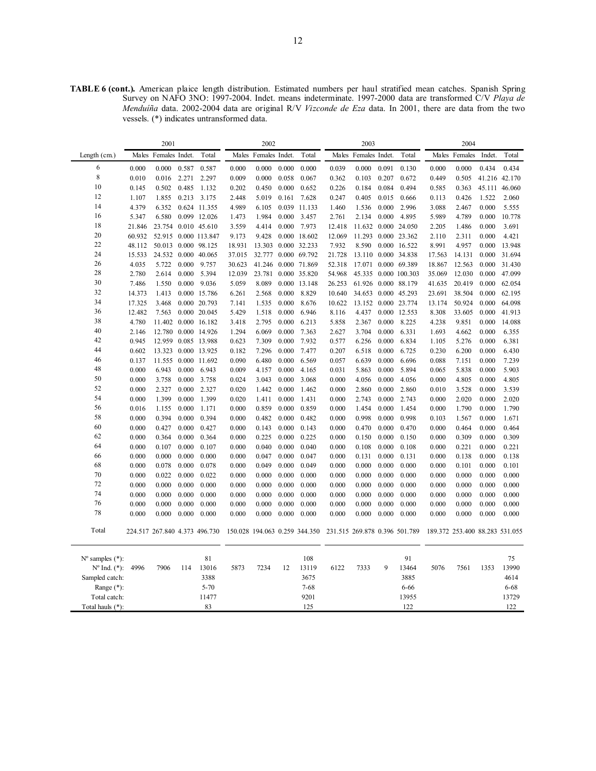**TABLE 6 (cont.).** American plaice length distribution. Estimated numbers per haul stratified mean catches. Spanish Spring Survey on NAFO 3NO: 1997-2004. Indet. means indeterminate. 1997-2000 data are transformed C/V *Playa de Menduíña* data. 2002-2004 data are original R/V *Vizconde de Eza* data. In 2001, there are data from the two vessels. (*) indicates untransformed data.

| | 2001 | | | | 2002 | | | | 2003 | | | | 2004 | | | |
|---|---|---|---|---|---|---|---|---|---|---|---|---|---|---|---|---|
| Length (cm.) | Males | Females | Indet. | Total | Males | Females | Indet. | Total | Males | Females | Indet. | Total | Males | Females | Indet. | Total |
| 6 | 0.000 | 0.000 | 0.587 | 0.587 | 0.000 | 0.000 | 0.000 | 0.000 | 0.039 | 0.000 | 0.091 | 0.130 | 0.000 | 0.000 | 0.434 | 0.434 |
| 8 | 0.010 | 0.016 | 2.271 | 2.297 | 0.009 | 0.000 | 0.058 | 0.067 | 0.362 | 0.103 | 0.207 | 0.672 | 0.449 | 0.505 | 41.216 | 42.170 |
| 10 | 0.145 | 0.502 | 0.485 | 1.132 | 0.202 | 0.450 | 0.000 | 0.652 | 0.226 | 0.184 | 0.084 | 0.494 | 0.585 | 0.363 | 45.111 | 46.060 |
| 12 | 1.107 | 1.855 | 0.213 | 3.175 | 2.448 | 5.019 | 0.161 | 7.628 | 0.247 | 0.405 | 0.015 | 0.666 | 0.113 | 0.426 | 1.522 | 2.060 |
| 14 | 4.379 | 6.352 | 0.624 | 11.355 | 4.989 | 6.105 | 0.039 | 11.133 | 1.460 | 1.536 | 0.000 | 2.996 | 3.088 | 2.467 | 0.000 | 5.555 |
| 16 | 5.347 | 6.580 | 0.099 | 12.026 | 1.473 | 1.984 | 0.000 | 3.457 | 2.761 | 2.134 | 0.000 | 4.895 | 5.989 | 4.789 | 0.000 | 10.778 |
| 18 | 21.846 | 23.754 | 0.010 | 45.610 | 3.559 | 4.414 | 0.000 | 7.973 | 12.418 | 11.632 | 0.000 | 24.050 | 2.205 | 1.486 | 0.000 | 3.691 |
| 20 | 60.932 | 52.915 | 0.000 | 113.847 | 9.173 | 9.428 | 0.000 | 18.602 | 12.069 | 11.293 | 0.000 | 23.362 | 2.110 | 2.311 | 0.000 | 4.421 |
| 22 | 48.112 | 50.013 | 0.000 | 98.125 | 18.931 | 13.303 | 0.000 | 32.233 | 7.932 | 8.590 | 0.000 | 16.522 | 8.991 | 4.957 | 0.000 | 13.948 |
| 24 | 15.533 | 24.532 | 0.000 | 40.065 | 37.015 | 32.777 | 0.000 | 69.792 | 21.728 | 13.110 | 0.000 | 34.838 | 17.563 | 14.131 | 0.000 | 31.694 |
| 26 | 4.035 | 5.722 | 0.000 | 9.757 | 30.623 | 41.246 | 0.000 | 71.869 | 52.318 | 17.071 | 0.000 | 69.389 | 18.867 | 12.563 | 0.000 | 31.430 |
| 28 | 2.780 | 2.614 | 0.000 | 5.394 | 12.039 | 23.781 | 0.000 | 35.820 | 54.968 | 45.335 | 0.000 | 100.303 | 35.069 | 12.030 | 0.000 | 47.099 |
| 30 | 7.486 | 1.550 | 0.000 | 9.036 | 5.059 | 8.089 | 0.000 | 13.148 | 26.253 | 61.926 | 0.000 | 88.179 | 41.635 | 20.419 | 0.000 | 62.054 |
| 32 | 14.373 | 1.413 | 0.000 | 15.786 | 6.261 | 2.568 | 0.000 | 8.829 | 10.640 | 34.653 | 0.000 | 45.293 | 23.691 | 38.504 | 0.000 | 62.195 |
| 34 | 17.325 | 3.468 | 0.000 | 20.793 | 7.141 | 1.535 | 0.000 | 8.676 | 10.622 | 13.152 | 0.000 | 23.774 | 13.174 | 50.924 | 0.000 | 64.098 |
| 36 | 12.482 | 7.563 | 0.000 | 20.045 | 5.429 | 1.518 | 0.000 | 6.946 | 8.116 | 4.437 | 0.000 | 12.553 | 8.308 | 33.605 | 0.000 | 41.913 |
| 38 | 4.780 | 11.402 | 0.000 | 16.182 | 3.418 | 2.795 | 0.000 | 6.213 | 5.858 | 2.367 | 0.000 | 8.225 | 4.238 | 9.851 | 0.000 | 14.088 |
| 40 | 2.146 | 12.780 | 0.000 | 14.926 | 1.294 | 6.069 | 0.000 | 7.363 | 2.627 | 3.704 | 0.000 | 6.331 | 1.693 | 4.662 | 0.000 | 6.355 |
| 42 | 0.945 | 12.959 | 0.085 | 13.988 | 0.623 | 7.309 | 0.000 | 7.932 | 0.577 | 6.256 | 0.000 | 6.834 | 1.105 | 5.276 | 0.000 | 6.381 |
| 44 | 0.602 | 13.323 | 0.000 | 13.925 | 0.182 | 7.296 | 0.000 | 7.477 | 0.207 | 6.518 | 0.000 | 6.725 | 0.230 | 6.200 | 0.000 | 6.430 |
| 46 | 0.137 | 11.555 | 0.000 | 11.692 | 0.090 | 6.480 | 0.000 | 6.569 | 0.057 | 6.639 | 0.000 | 6.696 | 0.088 | 7.151 | 0.000 | 7.239 |
| 48 | 0.000 | 6.943 | 0.000 | 6.943 | 0.009 | 4.157 | 0.000 | 4.165 | 0.031 | 5.863 | 0.000 | 5.894 | 0.065 | 5.838 | 0.000 | 5.903 |
| 50 | 0.000 | 3.758 | 0.000 | 3.758 | 0.024 | 3.043 | 0.000 | 3.068 | 0.000 | 4.056 | 0.000 | 4.056 | 0.000 | 4.805 | 0.000 | 4.805 |
| 52 | 0.000 | 2.327 | 0.000 | 2.327 | 0.020 | 1.442 | 0.000 | 1.462 | 0.000 | 2.860 | 0.000 | 2.860 | 0.010 | 3.528 | 0.000 | 3.539 |
| 54 | 0.000 | 1.399 | 0.000 | 1.399 | 0.020 | 1.411 | 0.000 | 1.431 | 0.000 | 2.743 | 0.000 | 2.743 | 0.000 | 2.020 | 0.000 | 2.020 |
| 56 | 0.016 | 1.155 | 0.000 | 1.171 | 0.000 | 0.859 | 0.000 | 0.859 | 0.000 | 1.454 | 0.000 | 1.454 | 0.000 | 1.790 | 0.000 | 1.790 |
| 58 | 0.000 | 0.394 | 0.000 | 0.394 | 0.000 | 0.482 | 0.000 | 0.482 | 0.000 | 0.998 | 0.000 | 0.998 | 0.103 | 1.567 | 0.000 | 1.671 |
| 60 | 0.000 | 0.427 | 0.000 | 0.427 | 0.000 | 0.143 | 0.000 | 0.143 | 0.000 | 0.470 | 0.000 | 0.470 | 0.000 | 0.464 | 0.000 | 0.464 |
| 62 | 0.000 | 0.364 | 0.000 | 0.364 | 0.000 | 0.225 | 0.000 | 0.225 | 0.000 | 0.150 | 0.000 | 0.150 | 0.000 | 0.309 | 0.000 | 0.309 |
| 64 | 0.000 | 0.107 | 0.000 | 0.107 | 0.000 | 0.040 | 0.000 | 0.040 | 0.000 | 0.108 | 0.000 | 0.108 | 0.000 | 0.221 | 0.000 | 0.221 |
| 66 | 0.000 | 0.000 | 0.000 | 0.000 | 0.000 | 0.047 | 0.000 | 0.047 | 0.000 | 0.131 | 0.000 | 0.131 | 0.000 | 0.138 | 0.000 | 0.138 |
| 68 | 0.000 | 0.078 | 0.000 | 0.078 | 0.000 | 0.049 | 0.000 | 0.049 | 0.000 | 0.000 | 0.000 | 0.000 | 0.000 | 0.101 | 0.000 | 0.101 |
| 70 | 0.000 | 0.022 | 0.000 | 0.022 | 0.000 | 0.000 | 0.000 | 0.000 | 0.000 | 0.000 | 0.000 | 0.000 | 0.000 | 0.000 | 0.000 | 0.000 |
| 72 | 0.000 | 0.000 | 0.000 | 0.000 | 0.000 | 0.000 | 0.000 | 0.000 | 0.000 | 0.000 | 0.000 | 0.000 | 0.000 | 0.000 | 0.000 | 0.000 |
| 74 | 0.000 | 0.000 | 0.000 | 0.000 | 0.000 | 0.000 | 0.000 | 0.000 | 0.000 | 0.000 | 0.000 | 0.000 | 0.000 | 0.000 | 0.000 | 0.000 |
| 76 | 0.000 | 0.000 | 0.000 | 0.000 | 0.000 | 0.000 | 0.000 | 0.000 | 0.000 | 0.000 | 0.000 | 0.000 | 0.000 | 0.000 | 0.000 | 0.000 |
| 78 | 0.000 | 0.000 | 0.000 | 0.000 | 0.000 | 0.000 | 0.000 | 0.000 | 0.000 | 0.000 | 0.000 | 0.000 | 0.000 | 0.000 | 0.000 | 0.000 |
| Total | 224.517 | 267.840 | 4.373 | 496.730 | 150.028 | 194.063 | 0.259 | 344.350 | 231.515 | 269.878 | 0.396 | 501.789 | 189.372 | 253.400 | 88.283 | 531.055 |
| Nº samples (*): | | | | 81 | | | | 108 | | | | 91 | | | | 75 |
| Nº Ind. (*): | 4996 | 7906 | 114 | 13016 | 5873 | 7234 | 12 | 13119 | 6122 | 7333 | 9 | 13464 | 5076 | 7561 | 1353 | 13990 |
| Sampled catch: | | | | 3388 | | | | 3675 | | | | 3885 | | | | 4614 |
| Range (*): | | | | 5-70 | | | | 7-68 | | | | 6-66 | | | | 6-68 |
| Total catch: | | | | 11477 | | | | 9201 | | | | 13955 | | | | 13729 |
| Total hauls (*): | | | | 83 | | | | 125 | | | | 122 | | | | 122 |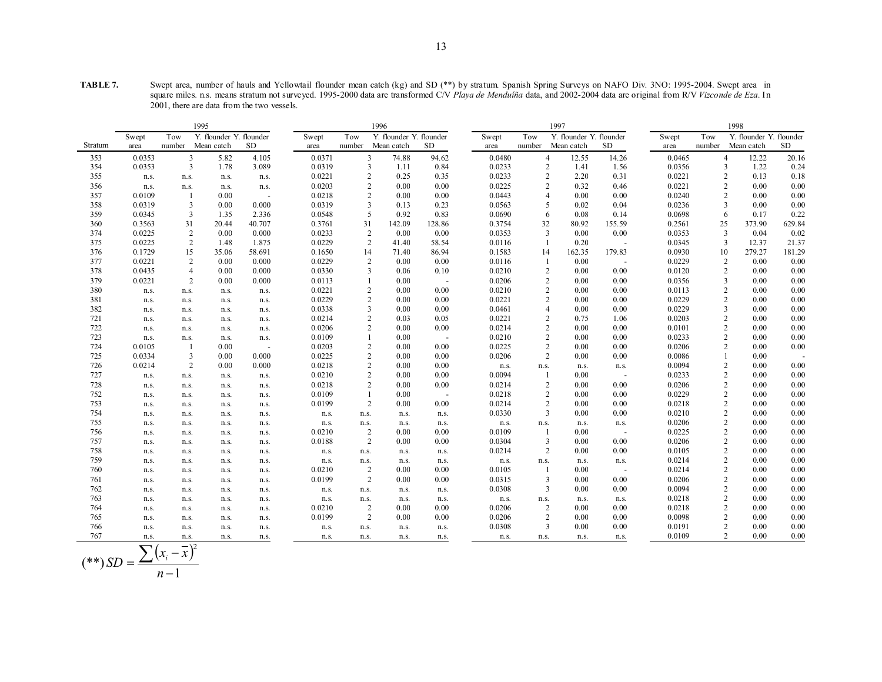**TABLE 7.** Swept area, number of hauls and Yellowtail flounder mean catch (kg) and SD (**) by stratum. Spanish Spring Surveys on NAFO Div. 3NO: 1995-2004. Swept area in square miles. n.s. means stratum not surveyed. 1995-2000 data are transformed C/V *Playa de Menduíña* data, and 2002-2004 data are original from R/V *Vizconde de Eza*. In 2001, there are data from the two vessels.

| | 1995 | | | | 1996 | | | | 1997 | | | | 1998 | | | |
|---|---|---|---|---|---|---|---|---|---|---|---|---|---|---|---|---|
| Stratum | Swept area | Tow number | Y. flounder Mean catch | Y. flounder SD | Swept area | Tow number | Y. flounder Mean catch | Y. flounder SD | Swept area | Tow number | Y. flounder Mean catch | Y. flounder SD | Swept area | Tow number | Y. flounder Mean catch | Y. flounder SD |
| 353 | 0.0353 | 3 | 5.82 | 4.105 | 0.0371 | 3 | 74.88 | 94.62 | 0.0480 | 4 | 12.55 | 14.26 | 0.0465 | 4 | 12.22 | 20.16 |
| 354 | 0.0353 | 3 | 1.78 | 3.089 | 0.0319 | 3 | 1.11 | 0.84 | 0.0233 | 2 | 1.41 | 1.56 | 0.0356 | 3 | 1.22 | 0.24 |
| 355 | n.s. | n.s. | n.s. | n.s. | 0.0221 | 2 | 0.25 | 0.35 | 0.0233 | 2 | 2.20 | 0.31 | 0.0221 | 2 | 0.13 | 0.18 |
| 356 | n.s. | n.s. | n.s. | n.s. | 0.0203 | 2 | 0.00 | 0.00 | 0.0225 | 2 | 0.32 | 0.46 | 0.0221 | 2 | 0.00 | 0.00 |
| 357 | 0.0109 | 1 | 0.00 | - | 0.0218 | 2 | 0.00 | 0.00 | 0.0443 | 4 | 0.00 | 0.00 | 0.0240 | 2 | 0.00 | 0.00 |
| 358 | 0.0319 | 3 | 0.00 | 0.000 | 0.0319 | 3 | 0.13 | 0.23 | 0.0563 | 5 | 0.02 | 0.04 | 0.0236 | 3 | 0.00 | 0.00 |
| 359 | 0.0345 | 3 | 1.35 | 2.336 | 0.0548 | 5 | 0.92 | 0.83 | 0.0690 | 6 | 0.08 | 0.14 | 0.0698 | 6 | 0.17 | 0.22 |
| 360 | 0.3563 | 31 | 20.44 | 40.707 | 0.3761 | 31 | 142.09 | 128.86 | 0.3754 | 32 | 80.92 | 155.59 | 0.2561 | 25 | 373.90 | 629.84 |
| 374 | 0.0225 | 2 | 0.00 | 0.000 | 0.0233 | 2 | 0.00 | 0.00 | 0.0353 | 3 | 0.00 | 0.00 | 0.0353 | 3 | 0.04 | 0.02 |
| 375 | 0.0225 | 2 | 1.48 | 1.875 | 0.0229 | 2 | 41.40 | 58.54 | 0.0116 | 1 | 0.20 | - | 0.0345 | 3 | 12.37 | 21.37 |
| 376 | 0.1729 | 15 | 35.06 | 58.691 | 0.1650 | 14 | 71.40 | 86.94 | 0.1583 | 14 | 162.35 | 179.83 | 0.0930 | 10 | 279.27 | 181.29 |
| 377 | 0.0221 | 2 | 0.00 | 0.000 | 0.0229 | 2 | 0.00 | 0.00 | 0.0116 | 1 | 0.00 | - | 0.0229 | 2 | 0.00 | 0.00 |
| 378 | 0.0435 | 4 | 0.00 | 0.000 | 0.0330 | 3 | 0.06 | 0.10 | 0.0210 | 2 | 0.00 | 0.00 | 0.0120 | 2 | 0.00 | 0.00 |
| 379 | 0.0221 | 2 | 0.00 | 0.000 | 0.0113 | 1 | 0.00 | - | 0.0206 | 2 | 0.00 | 0.00 | 0.0356 | 3 | 0.00 | 0.00 |
| 380 | n.s. | n.s. | n.s. | n.s. | 0.0221 | 2 | 0.00 | 0.00 | 0.0210 | 2 | 0.00 | 0.00 | 0.0113 | 2 | 0.00 | 0.00 |
| 381 | n.s. | n.s. | n.s. | n.s. | 0.0229 | 2 | 0.00 | 0.00 | 0.0221 | 2 | 0.00 | 0.00 | 0.0229 | 2 | 0.00 | 0.00 |
| 382 | n.s. | n.s. | n.s. | n.s. | 0.0338 | 3 | 0.00 | 0.00 | 0.0461 | 4 | 0.00 | 0.00 | 0.0229 | 3 | 0.00 | 0.00 |
| 721 | n.s. | n.s. | n.s. | n.s. | 0.0214 | 2 | 0.03 | 0.05 | 0.0221 | 2 | 0.75 | 1.06 | 0.0203 | 2 | 0.00 | 0.00 |
| 722 | n.s. | n.s. | n.s. | n.s. | 0.0206 | 2 | 0.00 | 0.00 | 0.0214 | 2 | 0.00 | 0.00 | 0.0101 | 2 | 0.00 | 0.00 |
| 723 | n.s. | n.s. | n.s. | n.s. | 0.0109 | 1 | 0.00 | - | 0.0210 | 2 | 0.00 | 0.00 | 0.0233 | 2 | 0.00 | 0.00 |
| 724 | 0.0105 | 1 | 0.00 | - | 0.0203 | 2 | 0.00 | 0.00 | 0.0225 | 2 | 0.00 | 0.00 | 0.0206 | 2 | 0.00 | 0.00 |
| 725 | 0.0334 | 3 | 0.00 | 0.000 | 0.0225 | 2 | 0.00 | 0.00 | 0.0206 | 2 | 0.00 | 0.00 | 0.0086 | 1 | 0.00 | - |
| 726 | 0.0214 | 2 | 0.00 | 0.000 | 0.0218 | 2 | 0.00 | 0.00 | n.s. | n.s. | n.s. | n.s. | 0.0094 | 2 | 0.00 | 0.00 |
| 727 | n.s. | n.s. | n.s. | n.s. | 0.0210 | 2 | 0.00 | 0.00 | 0.0094 | 1 | 0.00 | - | 0.0233 | 2 | 0.00 | 0.00 |
| 728 | n.s. | n.s. | n.s. | n.s. | 0.0218 | 2 | 0.00 | 0.00 | 0.0214 | 2 | 0.00 | 0.00 | 0.0206 | 2 | 0.00 | 0.00 |
| 752 | n.s. | n.s. | n.s. | n.s. | 0.0109 | 1 | 0.00 | - | 0.0218 | 2 | 0.00 | 0.00 | 0.0229 | 2 | 0.00 | 0.00 |
| 753 | n.s. | n.s. | n.s. | n.s. | 0.0199 | 2 | 0.00 | 0.00 | 0.0214 | 2 | 0.00 | 0.00 | 0.0218 | 2 | 0.00 | 0.00 |
| 754 | n.s. | n.s. | n.s. | n.s. | n.s. | n.s. | n.s. | n.s. | 0.0330 | 3 | 0.00 | 0.00 | 0.0210 | 2 | 0.00 | 0.00 |
| 755 | n.s. | n.s. | n.s. | n.s. | n.s. | n.s. | n.s. | n.s. | n.s. | n.s. | n.s. | n.s. | 0.0206 | 2 | 0.00 | 0.00 |
| 756 | n.s. | n.s. | n.s. | n.s. | 0.0210 | 2 | 0.00 | 0.00 | 0.0109 | 1 | 0.00 | - | 0.0225 | 2 | 0.00 | 0.00 |
| 757 | n.s. | n.s. | n.s. | n.s. | 0.0188 | 2 | 0.00 | 0.00 | 0.0304 | 3 | 0.00 | 0.00 | 0.0206 | 2 | 0.00 | 0.00 |
| 758 | n.s. | n.s. | n.s. | n.s. | n.s. | n.s. | n.s. | n.s. | 0.0214 | 2 | 0.00 | 0.00 | 0.0105 | 2 | 0.00 | 0.00 |
| 759 | n.s. | n.s. | n.s. | n.s. | n.s. | n.s. | n.s. | n.s. | n.s. | n.s. | n.s. | n.s. | 0.0214 | 2 | 0.00 | 0.00 |
| 760 | n.s. | n.s. | n.s. | n.s. | 0.0210 | 2 | 0.00 | 0.00 | 0.0105 | 1 | 0.00 | - | 0.0214 | 2 | 0.00 | 0.00 |
| 761 | n.s. | n.s. | n.s. | n.s. | 0.0199 | 2 | 0.00 | 0.00 | 0.0315 | 3 | 0.00 | 0.00 | 0.0206 | 2 | 0.00 | 0.00 |
| 762 | n.s. | n.s. | n.s. | n.s. | n.s. | n.s. | n.s. | n.s. | 0.0308 | 3 | 0.00 | 0.00 | 0.0094 | 2 | 0.00 | 0.00 |
| 763 | n.s. | n.s. | n.s. | n.s. | n.s. | n.s. | n.s. | n.s. | n.s. | n.s. | n.s. | n.s. | 0.0218 | 2 | 0.00 | 0.00 |
| 764 | n.s. | n.s. | n.s. | n.s. | 0.0210 | 2 | 0.00 | 0.00 | 0.0206 | 2 | 0.00 | 0.00 | 0.0218 | 2 | 0.00 | 0.00 |
| 765 | n.s. | n.s. | n.s. | n.s. | 0.0199 | 2 | 0.00 | 0.00 | 0.0206 | 2 | 0.00 | 0.00 | 0.0098 | 2 | 0.00 | 0.00 |
| 766 | n.s. | n.s. | n.s. | n.s. | n.s. | n.s. | n.s. | n.s. | 0.0308 | 3 | 0.00 | 0.00 | 0.0191 | 2 | 0.00 | 0.00 |
| 767 | n.s. | n.s. | n.s. | n.s. | n.s. | n.s. | n.s. | n.s. | n.s. | n.s. | n.s. | n.s. | 0.0109 | 2 | 0.00 | 0.00 |

$$(**)\, SD = \frac{\sum \left(x_i - \bar{x}\right)^2}{n-1}$$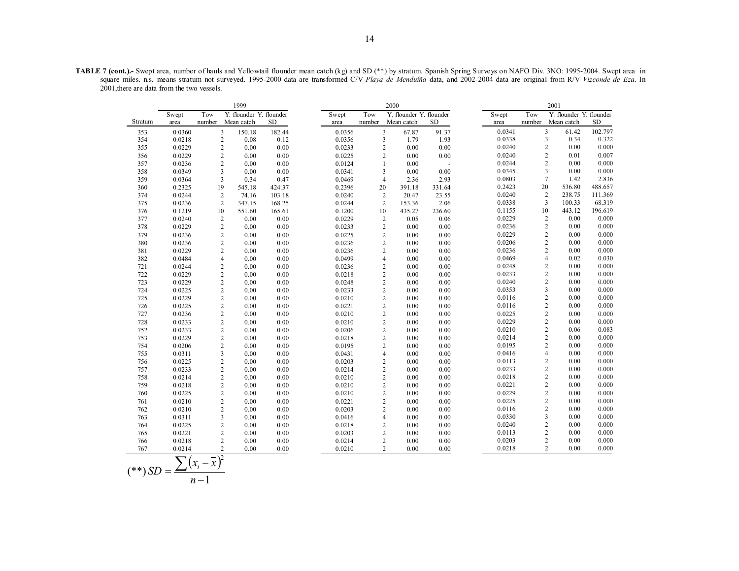**TABLE 7 (cont.).-** Swept area, number of hauls and Yellowtail flounder mean catch (kg) and SD (\*\*) by stratum. Spanish Spring Surveys on NAFO Div. 3NO: 1995-2004. Swept area in square miles. n.s. means stratum not surveyed. 1995-2000 data are transformed C/V *Playa de Menduíña* data, and 2002-2004 data are original from R/V *Vizconde de Eza*. In 2001,there are data from the two vessels.

| | 1999 | | | | 2000 | | | | 2001 | | | |
|---|---|---|---|---|---|---|---|---|---|---|---|---|
| Stratum | Swept area | Tow number | Y. flounder Mean catch | Y. flounder SD | Swept area | Tow number | Y. flounder Mean catch | Y. flounder SD | Swept area | Tow number | Y. flounder Mean catch | Y. flounder SD |
| 353 | 0.0360 | 3 | 150.18 | 182.44 | 0.0356 | 3 | 67.87 | 91.37 | 0.0341 | 3 | 61.42 | 102.797 |
| 354 | 0.0218 | 2 | 0.08 | 0.12 | 0.0356 | 3 | 1.79 | 1.93 | 0.0338 | 3 | 0.34 | 0.322 |
| 355 | 0.0229 | 2 | 0.00 | 0.00 | 0.0233 | 2 | 0.00 | 0.00 | 0.0240 | 2 | 0.00 | 0.000 |
| 356 | 0.0229 | 2 | 0.00 | 0.00 | 0.0225 | 2 | 0.00 | 0.00 | 0.0240 | 2 | 0.01 | 0.007 |
| 357 | 0.0236 | 2 | 0.00 | 0.00 | 0.0124 | 1 | 0.00 | - | 0.0244 | 2 | 0.00 | 0.000 |
| 358 | 0.0349 | 3 | 0.00 | 0.00 | 0.0341 | 3 | 0.00 | 0.00 | 0.0345 | 3 | 0.00 | 0.000 |
| 359 | 0.0364 | 3 | 0.34 | 0.47 | 0.0469 | 4 | 2.36 | 2.93 | 0.0803 | 7 | 1.42 | 2.836 |
| 360 | 0.2325 | 19 | 545.18 | 424.37 | 0.2396 | 20 | 391.18 | 331.64 | 0.2423 | 20 | 536.80 | 488.657 |
| 374 | 0.0244 | 2 | 74.16 | 103.18 | 0.0240 | 2 | 20.47 | 23.55 | 0.0240 | 2 | 238.75 | 111.369 |
| 375 | 0.0236 | 2 | 347.15 | 168.25 | 0.0244 | 2 | 153.36 | 2.06 | 0.0338 | 3 | 100.33 | 68.319 |
| 376 | 0.1219 | 10 | 551.60 | 165.61 | 0.1200 | 10 | 435.27 | 236.60 | 0.1155 | 10 | 443.12 | 196.619 |
| 377 | 0.0240 | 2 | 0.00 | 0.00 | 0.0229 | 2 | 0.05 | 0.06 | 0.0229 | 2 | 0.00 | 0.000 |
| 378 | 0.0229 | 2 | 0.00 | 0.00 | 0.0233 | 2 | 0.00 | 0.00 | 0.0236 | 2 | 0.00 | 0.000 |
| 379 | 0.0236 | 2 | 0.00 | 0.00 | 0.0225 | 2 | 0.00 | 0.00 | 0.0229 | 2 | 0.00 | 0.000 |
| 380 | 0.0236 | 2 | 0.00 | 0.00 | 0.0236 | 2 | 0.00 | 0.00 | 0.0206 | 2 | 0.00 | 0.000 |
| 381 | 0.0229 | 2 | 0.00 | 0.00 | 0.0236 | 2 | 0.00 | 0.00 | 0.0236 | 2 | 0.00 | 0.000 |
| 382 | 0.0484 | 4 | 0.00 | 0.00 | 0.0499 | 4 | 0.00 | 0.00 | 0.0469 | 4 | 0.02 | 0.030 |
| 721 | 0.0244 | 2 | 0.00 | 0.00 | 0.0236 | 2 | 0.00 | 0.00 | 0.0248 | 2 | 0.00 | 0.000 |
| 722 | 0.0229 | 2 | 0.00 | 0.00 | 0.0218 | 2 | 0.00 | 0.00 | 0.0233 | 2 | 0.00 | 0.000 |
| 723 | 0.0229 | 2 | 0.00 | 0.00 | 0.0248 | 2 | 0.00 | 0.00 | 0.0240 | 2 | 0.00 | 0.000 |
| 724 | 0.0225 | 2 | 0.00 | 0.00 | 0.0233 | 2 | 0.00 | 0.00 | 0.0353 | 3 | 0.00 | 0.000 |
| 725 | 0.0229 | 2 | 0.00 | 0.00 | 0.0210 | 2 | 0.00 | 0.00 | 0.0116 | 2 | 0.00 | 0.000 |
| 726 | 0.0225 | 2 | 0.00 | 0.00 | 0.0221 | 2 | 0.00 | 0.00 | 0.0116 | 2 | 0.00 | 0.000 |
| 727 | 0.0236 | 2 | 0.00 | 0.00 | 0.0210 | 2 | 0.00 | 0.00 | 0.0225 | 2 | 0.00 | 0.000 |
| 728 | 0.0233 | 2 | 0.00 | 0.00 | 0.0210 | 2 | 0.00 | 0.00 | 0.0229 | 2 | 0.00 | 0.000 |
| 752 | 0.0233 | 2 | 0.00 | 0.00 | 0.0206 | 2 | 0.00 | 0.00 | 0.0210 | 2 | 0.06 | 0.083 |
| 753 | 0.0229 | 2 | 0.00 | 0.00 | 0.0218 | 2 | 0.00 | 0.00 | 0.0214 | 2 | 0.00 | 0.000 |
| 754 | 0.0206 | 2 | 0.00 | 0.00 | 0.0195 | 2 | 0.00 | 0.00 | 0.0195 | 2 | 0.00 | 0.000 |
| 755 | 0.0311 | 3 | 0.00 | 0.00 | 0.0431 | 4 | 0.00 | 0.00 | 0.0416 | 4 | 0.00 | 0.000 |
| 756 | 0.0225 | 2 | 0.00 | 0.00 | 0.0203 | 2 | 0.00 | 0.00 | 0.0113 | 2 | 0.00 | 0.000 |
| 757 | 0.0233 | 2 | 0.00 | 0.00 | 0.0214 | 2 | 0.00 | 0.00 | 0.0233 | 2 | 0.00 | 0.000 |
| 758 | 0.0214 | 2 | 0.00 | 0.00 | 0.0210 | 2 | 0.00 | 0.00 | 0.0218 | 2 | 0.00 | 0.000 |
| 759 | 0.0218 | 2 | 0.00 | 0.00 | 0.0210 | 2 | 0.00 | 0.00 | 0.0221 | 2 | 0.00 | 0.000 |
| 760 | 0.0225 | 2 | 0.00 | 0.00 | 0.0210 | 2 | 0.00 | 0.00 | 0.0229 | 2 | 0.00 | 0.000 |
| 761 | 0.0210 | 2 | 0.00 | 0.00 | 0.0221 | 2 | 0.00 | 0.00 | 0.0225 | 2 | 0.00 | 0.000 |
| 762 | 0.0210 | 2 | 0.00 | 0.00 | 0.0203 | 2 | 0.00 | 0.00 | 0.0116 | 2 | 0.00 | 0.000 |
| 763 | 0.0311 | 3 | 0.00 | 0.00 | 0.0416 | 4 | 0.00 | 0.00 | 0.0330 | 3 | 0.00 | 0.000 |
| 764 | 0.0225 | 2 | 0.00 | 0.00 | 0.0218 | 2 | 0.00 | 0.00 | 0.0240 | 2 | 0.00 | 0.000 |
| 765 | 0.0221 | 2 | 0.00 | 0.00 | 0.0203 | 2 | 0.00 | 0.00 | 0.0113 | 2 | 0.00 | 0.000 |
| 766 | 0.0218 | 2 | 0.00 | 0.00 | 0.0214 | 2 | 0.00 | 0.00 | 0.0203 | 2 | 0.00 | 0.000 |
| 767 | 0.0214 | 2 | 0.00 | 0.00 | 0.0210 | 2 | 0.00 | 0.00 | 0.0218 | 2 | 0.00 | 0.000 |

$$(**)\, SD = \frac{\sum (x_i - \bar{x})^2}{n-1}$$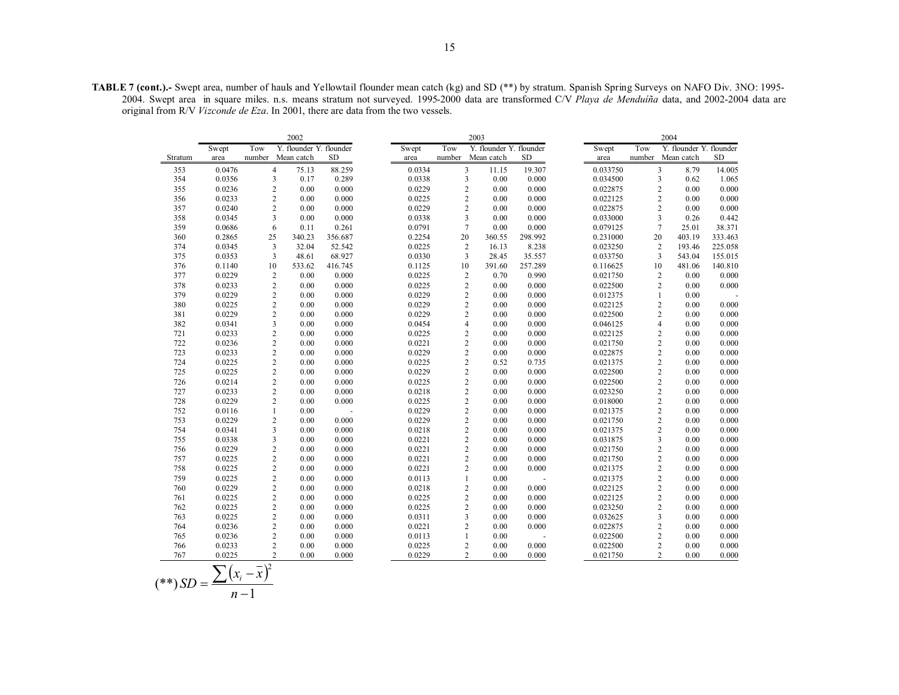**TABLE 7 (cont.).-** Swept area, number of hauls and Yellowtail flounder mean catch (kg) and SD (**) by stratum. Spanish Spring Surveys on NAFO Div. 3NO: 1995-2004. Swept area in square miles. n.s. means stratum not surveyed. 1995-2000 data are transformed C/V *Playa de Menduíña* data, and 2002-2004 data are original from R/V *Vizconde de Eza*. In 2001, there are data from the two vessels.

| | 2002 | | | | 2003 | | | | 2004 | | | |
|---|---|---|---|---|---|---|---|---|---|---|---|---|
| Stratum | Swept area | Tow number | Y. flounder Mean catch | Y. flounder SD | Swept area | Tow number | Y. flounder Mean catch | Y. flounder SD | Swept area | Tow number | Y. flounder Mean catch | Y. flounder SD |
| 353 | 0.0476 | 4 | 75.13 | 88.259 | 0.0334 | 3 | 11.15 | 19.307 | 0.033750 | 3 | 8.79 | 14.005 |
| 354 | 0.0356 | 3 | 0.17 | 0.289 | 0.0338 | 3 | 0.00 | 0.000 | 0.034500 | 3 | 0.62 | 1.065 |
| 355 | 0.0236 | 2 | 0.00 | 0.000 | 0.0229 | 2 | 0.00 | 0.000 | 0.022875 | 2 | 0.00 | 0.000 |
| 356 | 0.0233 | 2 | 0.00 | 0.000 | 0.0225 | 2 | 0.00 | 0.000 | 0.022125 | 2 | 0.00 | 0.000 |
| 357 | 0.0240 | 2 | 0.00 | 0.000 | 0.0229 | 2 | 0.00 | 0.000 | 0.022875 | 2 | 0.00 | 0.000 |
| 358 | 0.0345 | 3 | 0.00 | 0.000 | 0.0338 | 3 | 0.00 | 0.000 | 0.033000 | 3 | 0.26 | 0.442 |
| 359 | 0.0686 | 6 | 0.11 | 0.261 | 0.0791 | 7 | 0.00 | 0.000 | 0.079125 | 7 | 25.01 | 38.371 |
| 360 | 0.2865 | 25 | 340.23 | 356.687 | 0.2254 | 20 | 360.55 | 298.992 | 0.231000 | 20 | 403.19 | 333.463 |
| 374 | 0.0345 | 3 | 32.04 | 52.542 | 0.0225 | 2 | 16.13 | 8.238 | 0.023250 | 2 | 193.46 | 225.058 |
| 375 | 0.0353 | 3 | 48.61 | 68.927 | 0.0330 | 3 | 28.45 | 35.557 | 0.033750 | 3 | 543.04 | 155.015 |
| 376 | 0.1140 | 10 | 533.62 | 416.745 | 0.1125 | 10 | 391.60 | 257.289 | 0.116625 | 10 | 481.06 | 140.810 |
| 377 | 0.0229 | 2 | 0.00 | 0.000 | 0.0225 | 2 | 0.70 | 0.990 | 0.021750 | 2 | 0.00 | 0.000 |
| 378 | 0.0233 | 2 | 0.00 | 0.000 | 0.0225 | 2 | 0.00 | 0.000 | 0.022500 | 2 | 0.00 | 0.000 |
| 379 | 0.0229 | 2 | 0.00 | 0.000 | 0.0229 | 2 | 0.00 | 0.000 | 0.012375 | 1 | 0.00 | - |
| 380 | 0.0225 | 2 | 0.00 | 0.000 | 0.0229 | 2 | 0.00 | 0.000 | 0.022125 | 2 | 0.00 | 0.000 |
| 381 | 0.0229 | 2 | 0.00 | 0.000 | 0.0229 | 2 | 0.00 | 0.000 | 0.022500 | 2 | 0.00 | 0.000 |
| 382 | 0.0341 | 3 | 0.00 | 0.000 | 0.0454 | 4 | 0.00 | 0.000 | 0.046125 | 4 | 0.00 | 0.000 |
| 721 | 0.0233 | 2 | 0.00 | 0.000 | 0.0225 | 2 | 0.00 | 0.000 | 0.022125 | 2 | 0.00 | 0.000 |
| 722 | 0.0236 | 2 | 0.00 | 0.000 | 0.0221 | 2 | 0.00 | 0.000 | 0.021750 | 2 | 0.00 | 0.000 |
| 723 | 0.0233 | 2 | 0.00 | 0.000 | 0.0229 | 2 | 0.00 | 0.000 | 0.022875 | 2 | 0.00 | 0.000 |
| 724 | 0.0225 | 2 | 0.00 | 0.000 | 0.0225 | 2 | 0.52 | 0.735 | 0.021375 | 2 | 0.00 | 0.000 |
| 725 | 0.0225 | 2 | 0.00 | 0.000 | 0.0229 | 2 | 0.00 | 0.000 | 0.022500 | 2 | 0.00 | 0.000 |
| 726 | 0.0214 | 2 | 0.00 | 0.000 | 0.0225 | 2 | 0.00 | 0.000 | 0.022500 | 2 | 0.00 | 0.000 |
| 727 | 0.0233 | 2 | 0.00 | 0.000 | 0.0218 | 2 | 0.00 | 0.000 | 0.023250 | 2 | 0.00 | 0.000 |
| 728 | 0.0229 | 2 | 0.00 | 0.000 | 0.0225 | 2 | 0.00 | 0.000 | 0.018000 | 2 | 0.00 | 0.000 |
| 752 | 0.0116 | 1 | 0.00 | - | 0.0229 | 2 | 0.00 | 0.000 | 0.021375 | 2 | 0.00 | 0.000 |
| 753 | 0.0229 | 2 | 0.00 | 0.000 | 0.0229 | 2 | 0.00 | 0.000 | 0.021750 | 2 | 0.00 | 0.000 |
| 754 | 0.0341 | 3 | 0.00 | 0.000 | 0.0218 | 2 | 0.00 | 0.000 | 0.021375 | 2 | 0.00 | 0.000 |
| 755 | 0.0338 | 3 | 0.00 | 0.000 | 0.0221 | 2 | 0.00 | 0.000 | 0.031875 | 3 | 0.00 | 0.000 |
| 756 | 0.0229 | 2 | 0.00 | 0.000 | 0.0221 | 2 | 0.00 | 0.000 | 0.021750 | 2 | 0.00 | 0.000 |
| 757 | 0.0225 | 2 | 0.00 | 0.000 | 0.0221 | 2 | 0.00 | 0.000 | 0.021750 | 2 | 0.00 | 0.000 |
| 758 | 0.0225 | 2 | 0.00 | 0.000 | 0.0221 | 2 | 0.00 | 0.000 | 0.021375 | 2 | 0.00 | 0.000 |
| 759 | 0.0225 | 2 | 0.00 | 0.000 | 0.0113 | 1 | 0.00 | - | 0.021375 | 2 | 0.00 | 0.000 |
| 760 | 0.0229 | 2 | 0.00 | 0.000 | 0.0218 | 2 | 0.00 | 0.000 | 0.022125 | 2 | 0.00 | 0.000 |
| 761 | 0.0225 | 2 | 0.00 | 0.000 | 0.0225 | 2 | 0.00 | 0.000 | 0.022125 | 2 | 0.00 | 0.000 |
| 762 | 0.0225 | 2 | 0.00 | 0.000 | 0.0225 | 2 | 0.00 | 0.000 | 0.023250 | 2 | 0.00 | 0.000 |
| 763 | 0.0225 | 2 | 0.00 | 0.000 | 0.0311 | 3 | 0.00 | 0.000 | 0.032625 | 3 | 0.00 | 0.000 |
| 764 | 0.0236 | 2 | 0.00 | 0.000 | 0.0221 | 2 | 0.00 | 0.000 | 0.022875 | 2 | 0.00 | 0.000 |
| 765 | 0.0236 | 2 | 0.00 | 0.000 | 0.0113 | 1 | 0.00 | - | 0.022500 | 2 | 0.00 | 0.000 |
| 766 | 0.0233 | 2 | 0.00 | 0.000 | 0.0225 | 2 | 0.00 | 0.000 | 0.022500 | 2 | 0.00 | 0.000 |
| 767 | 0.0225 | 2 | 0.00 | 0.000 | 0.0229 | 2 | 0.00 | 0.000 | 0.021750 | 2 | 0.00 | 0.000 |

$$(**)\, SD = \frac{\sum \left(x_i - \bar{x}\right)^2}{n-1}$$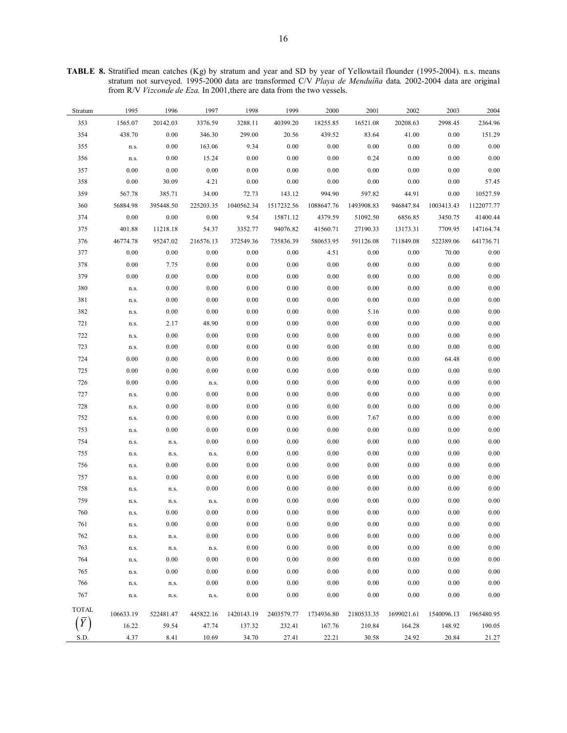**TABLE 8.** Stratified mean catches (Kg) by stratum and year and SD by year of Yellowtail flounder (1995-2004). n.s. means stratum not surveyed. 1995-2000 data are transformed C/V *Playa de Menduíña* data. 2002-2004 data are original from R/V *Vizconde de Eza*. In 2001, there are data from the two vessels.

| Stratum | 1995 | 1996 | 1997 | 1998 | 1999 | 2000 | 2001 | 2002 | 2003 | 2004 |
|---|---|---|---|---|---|---|---|---|---|---|
| 353 | 1565.07 | 20142.03 | 3376.59 | 3288.11 | 40399.20 | 18255.85 | 16521.08 | 20208.63 | 2998.45 | 2364.96 |
| 354 | 438.70 | 0.00 | 346.30 | 299.00 | 20.56 | 439.52 | 83.64 | 41.00 | 0.00 | 151.29 |
| 355 | n.s. | 0.00 | 163.06 | 9.34 | 0.00 | 0.00 | 0.00 | 0.00 | 0.00 | 0.00 |
| 356 | n.s. | 0.00 | 15.24 | 0.00 | 0.00 | 0.00 | 0.24 | 0.00 | 0.00 | 0.00 |
| 357 | 0.00 | 0.00 | 0.00 | 0.00 | 0.00 | 0.00 | 0.00 | 0.00 | 0.00 | 0.00 |
| 358 | 0.00 | 30.09 | 4.21 | 0.00 | 0.00 | 0.00 | 0.00 | 0.00 | 0.00 | 57.45 |
| 359 | 567.78 | 385.71 | 34.00 | 72.73 | 143.12 | 994.90 | 597.82 | 44.91 | 0.00 | 10527.59 |
| 360 | 56884.98 | 395448.50 | 225203.35 | 1040562.34 | 1517232.56 | 1088647.76 | 1493908.83 | 946847.84 | 1003413.43 | 1122077.77 |
| 374 | 0.00 | 0.00 | 0.00 | 9.54 | 15871.12 | 4379.59 | 51092.50 | 6856.85 | 3450.75 | 41400.44 |
| 375 | 401.88 | 11218.18 | 54.37 | 3352.77 | 94076.82 | 41560.71 | 27190.33 | 13173.31 | 7709.95 | 147164.74 |
| 376 | 46774.78 | 95247.02 | 216576.13 | 372549.36 | 735836.39 | 580653.95 | 591126.08 | 711849.08 | 522389.06 | 641736.71 |
| 377 | 0.00 | 0.00 | 0.00 | 0.00 | 0.00 | 4.51 | 0.00 | 0.00 | 70.00 | 0.00 |
| 378 | 0.00 | 7.75 | 0.00 | 0.00 | 0.00 | 0.00 | 0.00 | 0.00 | 0.00 | 0.00 |
| 379 | 0.00 | 0.00 | 0.00 | 0.00 | 0.00 | 0.00 | 0.00 | 0.00 | 0.00 | 0.00 |
| 380 | n.s. | 0.00 | 0.00 | 0.00 | 0.00 | 0.00 | 0.00 | 0.00 | 0.00 | 0.00 |
| 381 | n.s. | 0.00 | 0.00 | 0.00 | 0.00 | 0.00 | 0.00 | 0.00 | 0.00 | 0.00 |
| 382 | n.s. | 0.00 | 0.00 | 0.00 | 0.00 | 0.00 | 5.16 | 0.00 | 0.00 | 0.00 |
| 721 | n.s. | 2.17 | 48.90 | 0.00 | 0.00 | 0.00 | 0.00 | 0.00 | 0.00 | 0.00 |
| 722 | n.s. | 0.00 | 0.00 | 0.00 | 0.00 | 0.00 | 0.00 | 0.00 | 0.00 | 0.00 |
| 723 | n.s. | 0.00 | 0.00 | 0.00 | 0.00 | 0.00 | 0.00 | 0.00 | 0.00 | 0.00 |
| 724 | 0.00 | 0.00 | 0.00 | 0.00 | 0.00 | 0.00 | 0.00 | 0.00 | 64.48 | 0.00 |
| 725 | 0.00 | 0.00 | 0.00 | 0.00 | 0.00 | 0.00 | 0.00 | 0.00 | 0.00 | 0.00 |
| 726 | 0.00 | 0.00 | n.s. | 0.00 | 0.00 | 0.00 | 0.00 | 0.00 | 0.00 | 0.00 |
| 727 | n.s. | 0.00 | 0.00 | 0.00 | 0.00 | 0.00 | 0.00 | 0.00 | 0.00 | 0.00 |
| 728 | n.s. | 0.00 | 0.00 | 0.00 | 0.00 | 0.00 | 0.00 | 0.00 | 0.00 | 0.00 |
| 752 | n.s. | 0.00 | 0.00 | 0.00 | 0.00 | 0.00 | 7.67 | 0.00 | 0.00 | 0.00 |
| 753 | n.s. | 0.00 | 0.00 | 0.00 | 0.00 | 0.00 | 0.00 | 0.00 | 0.00 | 0.00 |
| 754 | n.s. | n.s. | 0.00 | 0.00 | 0.00 | 0.00 | 0.00 | 0.00 | 0.00 | 0.00 |
| 755 | n.s. | n.s. | n.s. | 0.00 | 0.00 | 0.00 | 0.00 | 0.00 | 0.00 | 0.00 |
| 756 | n.s. | 0.00 | 0.00 | 0.00 | 0.00 | 0.00 | 0.00 | 0.00 | 0.00 | 0.00 |
| 757 | n.s. | 0.00 | 0.00 | 0.00 | 0.00 | 0.00 | 0.00 | 0.00 | 0.00 | 0.00 |
| 758 | n.s. | n.s. | 0.00 | 0.00 | 0.00 | 0.00 | 0.00 | 0.00 | 0.00 | 0.00 |
| 759 | n.s. | n.s. | n.s. | 0.00 | 0.00 | 0.00 | 0.00 | 0.00 | 0.00 | 0.00 |
| 760 | n.s. | 0.00 | 0.00 | 0.00 | 0.00 | 0.00 | 0.00 | 0.00 | 0.00 | 0.00 |
| 761 | n.s. | 0.00 | 0.00 | 0.00 | 0.00 | 0.00 | 0.00 | 0.00 | 0.00 | 0.00 |
| 762 | n.s. | n.s. | 0.00 | 0.00 | 0.00 | 0.00 | 0.00 | 0.00 | 0.00 | 0.00 |
| 763 | n.s. | n.s. | n.s. | 0.00 | 0.00 | 0.00 | 0.00 | 0.00 | 0.00 | 0.00 |
| 764 | n.s. | 0.00 | 0.00 | 0.00 | 0.00 | 0.00 | 0.00 | 0.00 | 0.00 | 0.00 |
| 765 | n.s. | 0.00 | 0.00 | 0.00 | 0.00 | 0.00 | 0.00 | 0.00 | 0.00 | 0.00 |
| 766 | n.s. | n.s. | 0.00 | 0.00 | 0.00 | 0.00 | 0.00 | 0.00 | 0.00 | 0.00 |
| 767 | n.s. | n.s. | n.s. | 0.00 | 0.00 | 0.00 | 0.00 | 0.00 | 0.00 | 0.00 |
| TOTAL | 106633.19 | 522481.47 | 445822.16 | 1420143.19 | 2403579.77 | 1734936.80 | 2180533.35 | 1699021.61 | 1540096.13 | 1965480.95 |
| $(\bar{Y})$ | 16.22 | 59.54 | 47.74 | 137.32 | 232.41 | 167.76 | 210.84 | 164.28 | 148.92 | 190.05 |
| S.D. | 4.37 | 8.41 | 10.69 | 34.70 | 27.41 | 22.21 | 30.58 | 24.92 | 20.84 | 21.27 |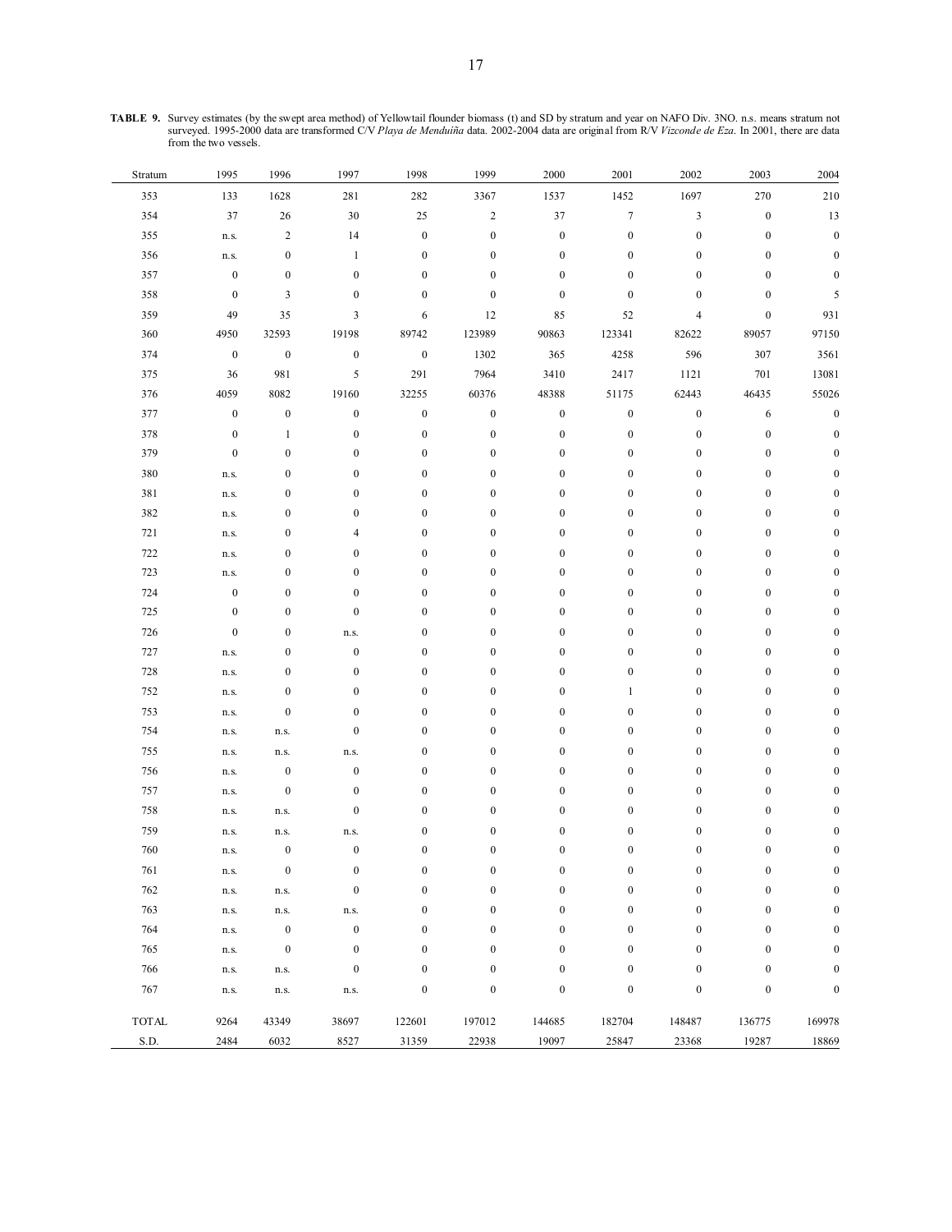**TABLE 9.** Survey estimates (by the swept area method) of Yellowtail flounder biomass (t) and SD by stratum and year on NAFO Div. 3NO. n.s. means stratum not surveyed. 1995-2000 data are transformed C/V *Playa de Menduíña* data. 2002-2004 data are original from R/V *Vizconde de Eza*. In 2001, there are data from the two vessels.

| Stratum | 1995 | 1996 | 1997 | 1998 | 1999 | 2000 | 2001 | 2002 | 2003 | 2004 |
|---|---|---|---|---|---|---|---|---|---|---|
| 353 | 133 | 1628 | 281 | 282 | 3367 | 1537 | 1452 | 1697 | 270 | 210 |
| 354 | 37 | 26 | 30 | 25 | 2 | 37 | 7 | 3 | 0 | 13 |
| 355 | n.s. | 2 | 14 | 0 | 0 | 0 | 0 | 0 | 0 | 0 |
| 356 | n.s. | 0 | 1 | 0 | 0 | 0 | 0 | 0 | 0 | 0 |
| 357 | 0 | 0 | 0 | 0 | 0 | 0 | 0 | 0 | 0 | 0 |
| 358 | 0 | 3 | 0 | 0 | 0 | 0 | 0 | 0 | 0 | 5 |
| 359 | 49 | 35 | 3 | 6 | 12 | 85 | 52 | 4 | 0 | 931 |
| 360 | 4950 | 32593 | 19198 | 89742 | 123989 | 90863 | 123341 | 82622 | 89057 | 97150 |
| 374 | 0 | 0 | 0 | 0 | 1302 | 365 | 4258 | 596 | 307 | 3561 |
| 375 | 36 | 981 | 5 | 291 | 7964 | 3410 | 2417 | 1121 | 701 | 13081 |
| 376 | 4059 | 8082 | 19160 | 32255 | 60376 | 48388 | 51175 | 62443 | 46435 | 55026 |
| 377 | 0 | 0 | 0 | 0 | 0 | 0 | 0 | 0 | 6 | 0 |
| 378 | 0 | 1 | 0 | 0 | 0 | 0 | 0 | 0 | 0 | 0 |
| 379 | 0 | 0 | 0 | 0 | 0 | 0 | 0 | 0 | 0 | 0 |
| 380 | n.s. | 0 | 0 | 0 | 0 | 0 | 0 | 0 | 0 | 0 |
| 381 | n.s. | 0 | 0 | 0 | 0 | 0 | 0 | 0 | 0 | 0 |
| 382 | n.s. | 0 | 0 | 0 | 0 | 0 | 0 | 0 | 0 | 0 |
| 721 | n.s. | 0 | 4 | 0 | 0 | 0 | 0 | 0 | 0 | 0 |
| 722 | n.s. | 0 | 0 | 0 | 0 | 0 | 0 | 0 | 0 | 0 |
| 723 | n.s. | 0 | 0 | 0 | 0 | 0 | 0 | 0 | 0 | 0 |
| 724 | 0 | 0 | 0 | 0 | 0 | 0 | 0 | 0 | 0 | 0 |
| 725 | 0 | 0 | 0 | 0 | 0 | 0 | 0 | 0 | 0 | 0 |
| 726 | 0 | 0 | n.s. | 0 | 0 | 0 | 0 | 0 | 0 | 0 |
| 727 | n.s. | 0 | 0 | 0 | 0 | 0 | 0 | 0 | 0 | 0 |
| 728 | n.s. | 0 | 0 | 0 | 0 | 0 | 0 | 0 | 0 | 0 |
| 752 | n.s. | 0 | 0 | 0 | 0 | 0 | 1 | 0 | 0 | 0 |
| 753 | n.s. | 0 | 0 | 0 | 0 | 0 | 0 | 0 | 0 | 0 |
| 754 | n.s. | n.s. | 0 | 0 | 0 | 0 | 0 | 0 | 0 | 0 |
| 755 | n.s. | n.s. | n.s. | 0 | 0 | 0 | 0 | 0 | 0 | 0 |
| 756 | n.s. | 0 | 0 | 0 | 0 | 0 | 0 | 0 | 0 | 0 |
| 757 | n.s. | 0 | 0 | 0 | 0 | 0 | 0 | 0 | 0 | 0 |
| 758 | n.s. | n.s. | 0 | 0 | 0 | 0 | 0 | 0 | 0 | 0 |
| 759 | n.s. | n.s. | n.s. | 0 | 0 | 0 | 0 | 0 | 0 | 0 |
| 760 | n.s. | 0 | 0 | 0 | 0 | 0 | 0 | 0 | 0 | 0 |
| 761 | n.s. | 0 | 0 | 0 | 0 | 0 | 0 | 0 | 0 | 0 |
| 762 | n.s. | n.s. | 0 | 0 | 0 | 0 | 0 | 0 | 0 | 0 |
| 763 | n.s. | n.s. | n.s. | 0 | 0 | 0 | 0 | 0 | 0 | 0 |
| 764 | n.s. | 0 | 0 | 0 | 0 | 0 | 0 | 0 | 0 | 0 |
| 765 | n.s. | 0 | 0 | 0 | 0 | 0 | 0 | 0 | 0 | 0 |
| 766 | n.s. | n.s. | 0 | 0 | 0 | 0 | 0 | 0 | 0 | 0 |
| 767 | n.s. | n.s. | n.s. | 0 | 0 | 0 | 0 | 0 | 0 | 0 |
| TOTAL | 9264 | 43349 | 38697 | 122601 | 197012 | 144685 | 182704 | 148487 | 136775 | 169978 |
| S.D. | 2484 | 6032 | 8527 | 31359 | 22938 | 19097 | 25847 | 23368 | 19287 | 18869 |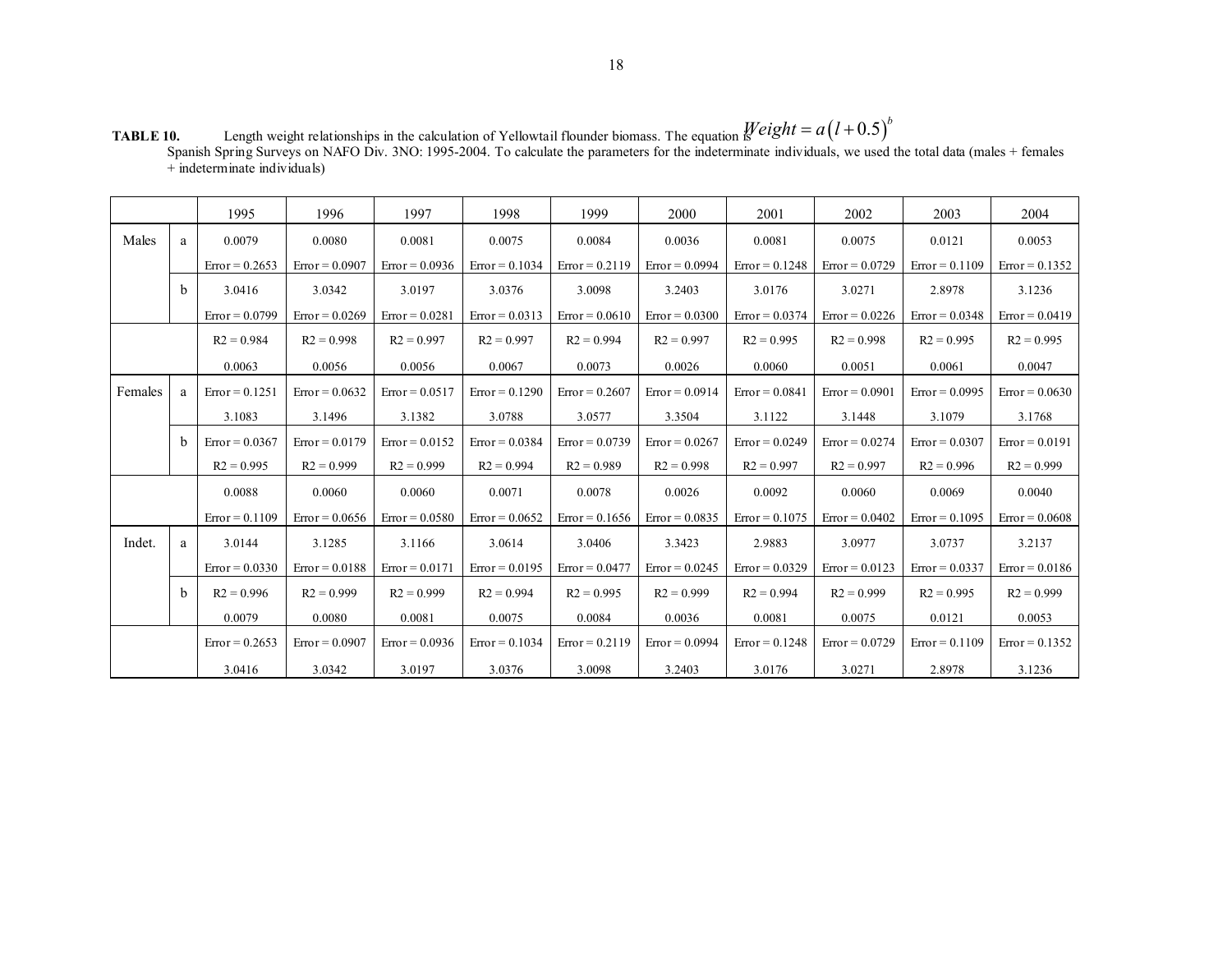**TABLE 10.** Length weight relationships in the calculation of Yellowtail flounder biomass. The equation is $Weight = a\left(l+0.5\right)^{b}$ Spanish Spring Surveys on NAFO Div. 3NO: 1995-2004. To calculate the parameters for the indeterminate individuals, we used the total data (males + females + indeterminate individuals)

| | | 1995 | 1996 | 1997 | 1998 | 1999 | 2000 | 2001 | 2002 | 2003 | 2004 |
|---|---|---|---|---|---|---|---|---|---|---|---|
| Males | a | 0.0079 | 0.0080 | 0.0081 | 0.0075 | 0.0084 | 0.0036 | 0.0081 | 0.0075 | 0.0121 | 0.0053 |
| | | Error = 0.2653 | Error = 0.0907 | Error = 0.0936 | Error = 0.1034 | Error = 0.2119 | Error = 0.0994 | Error = 0.1248 | Error = 0.0729 | Error = 0.1109 | Error = 0.1352 |
| | b | 3.0416 | 3.0342 | 3.0197 | 3.0376 | 3.0098 | 3.2403 | 3.0176 | 3.0271 | 2.8978 | 3.1236 |
| | | Error = 0.0799 | Error = 0.0269 | Error = 0.0281 | Error = 0.0313 | Error = 0.0610 | Error = 0.0300 | Error = 0.0374 | Error = 0.0226 | Error = 0.0348 | Error = 0.0419 |
| | | R2 = 0.984 | R2 = 0.998 | R2 = 0.997 | R2 = 0.997 | R2 = 0.994 | R2 = 0.997 | R2 = 0.995 | R2 = 0.998 | R2 = 0.995 | R2 = 0.995 |
| | | 0.0063 | 0.0056 | 0.0056 | 0.0067 | 0.0073 | 0.0026 | 0.0060 | 0.0051 | 0.0061 | 0.0047 |
| Females | a | Error = 0.1251 | Error = 0.0632 | Error = 0.0517 | Error = 0.1290 | Error = 0.2607 | Error = 0.0914 | Error = 0.0841 | Error = 0.0901 | Error = 0.0995 | Error = 0.0630 |
| | | 3.1083 | 3.1496 | 3.1382 | 3.0788 | 3.0577 | 3.3504 | 3.1122 | 3.1448 | 3.1079 | 3.1768 |
| | b | Error = 0.0367 | Error = 0.0179 | Error = 0.0152 | Error = 0.0384 | Error = 0.0739 | Error = 0.0267 | Error = 0.0249 | Error = 0.0274 | Error = 0.0307 | Error = 0.0191 |
| | | R2 = 0.995 | R2 = 0.999 | R2 = 0.999 | R2 = 0.994 | R2 = 0.989 | R2 = 0.998 | R2 = 0.997 | R2 = 0.997 | R2 = 0.996 | R2 = 0.999 |
| | | 0.0088 | 0.0060 | 0.0060 | 0.0071 | 0.0078 | 0.0026 | 0.0092 | 0.0060 | 0.0069 | 0.0040 |
| | | Error = 0.1109 | Error = 0.0656 | Error = 0.0580 | Error = 0.0652 | Error = 0.1656 | Error = 0.0835 | Error = 0.1075 | Error = 0.0402 | Error = 0.1095 | Error = 0.0608 |
| Indet. | a | 3.0144 | 3.1285 | 3.1166 | 3.0614 | 3.0406 | 3.3423 | 2.9883 | 3.0977 | 3.0737 | 3.2137 |
| | | Error = 0.0330 | Error = 0.0188 | Error = 0.0171 | Error = 0.0195 | Error = 0.0477 | Error = 0.0245 | Error = 0.0329 | Error = 0.0123 | Error = 0.0337 | Error = 0.0186 |
| | b | R2 = 0.996 | R2 = 0.999 | R2 = 0.999 | R2 = 0.994 | R2 = 0.995 | R2 = 0.999 | R2 = 0.994 | R2 = 0.999 | R2 = 0.995 | R2 = 0.999 |
| | | 0.0079 | 0.0080 | 0.0081 | 0.0075 | 0.0084 | 0.0036 | 0.0081 | 0.0075 | 0.0121 | 0.0053 |
| | | Error = 0.2653 | Error = 0.0907 | Error = 0.0936 | Error = 0.1034 | Error = 0.2119 | Error = 0.0994 | Error = 0.1248 | Error = 0.0729 | Error = 0.1109 | Error = 0.1352 |
| | | 3.0416 | 3.0342 | 3.0197 | 3.0376 | 3.0098 | 3.2403 | 3.0176 | 3.0271 | 2.8978 | 3.1236 |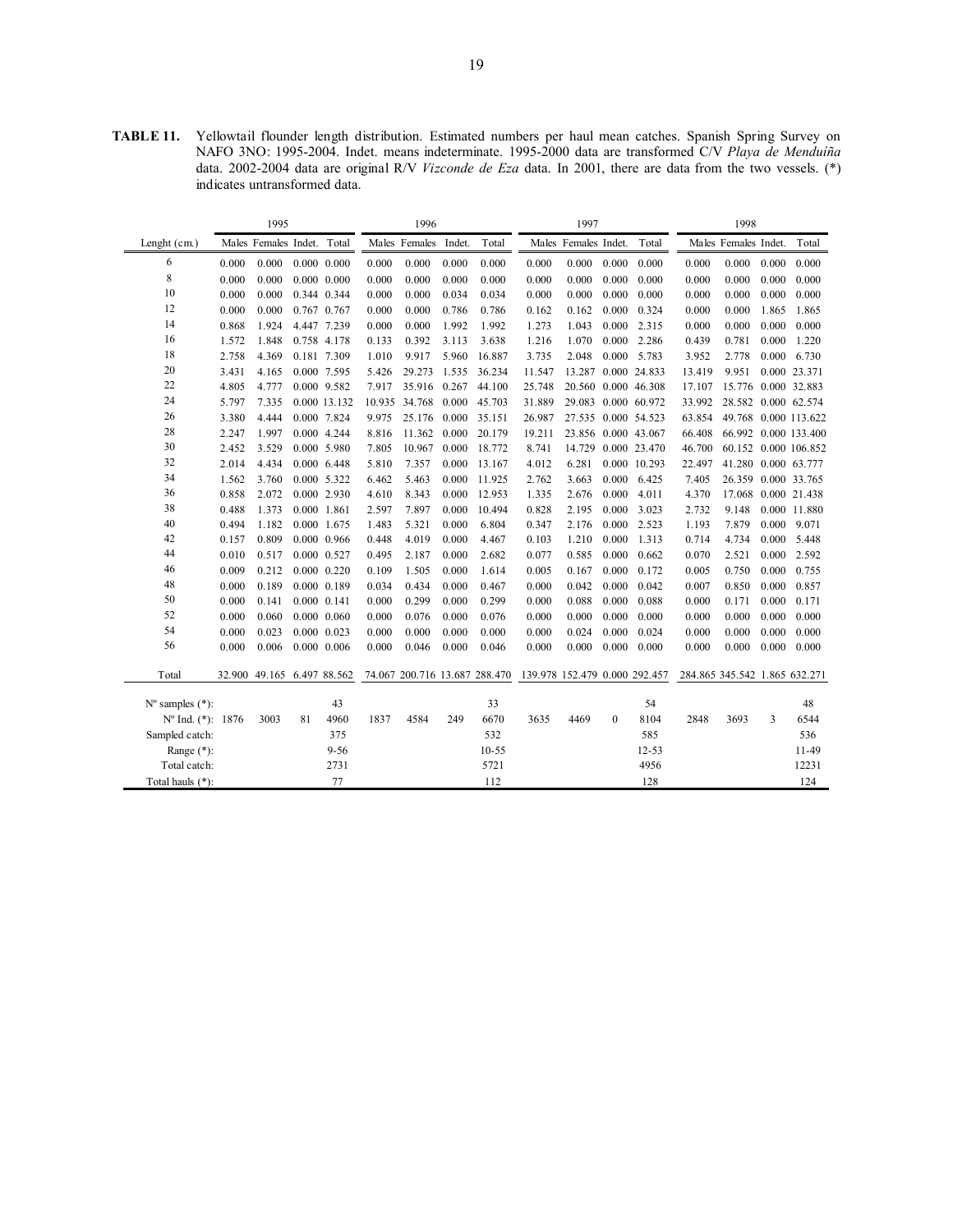**TABLE 11.** Yellowtail flounder length distribution. Estimated numbers per haul mean catches. Spanish Spring Survey on NAFO 3NO: 1995-2004. Indet. means indeterminate. 1995-2000 data are transformed C/V *Playa de Menduíña* data. 2002-2004 data are original R/V *Vizconde de Eza* data. In 2001, there are data from the two vessels. (*) indicates untransformed data.

| | 1995 | | | | 1996 | | | | 1997 | | | | 1998 | | | |
|---|---|---|---|---|---|---|---|---|---|---|---|---|---|---|---|---|
| Lenght (cm.) | Males | Females | Indet. | Total | Males | Females | Indet. | Total | Males | Females | Indet. | Total | Males | Females | Indet. | Total |
| 6 | 0.000 | 0.000 | 0.000 | 0.000 | 0.000 | 0.000 | 0.000 | 0.000 | 0.000 | 0.000 | 0.000 | 0.000 | 0.000 | 0.000 | 0.000 | 0.000 |
| 8 | 0.000 | 0.000 | 0.000 | 0.000 | 0.000 | 0.000 | 0.000 | 0.000 | 0.000 | 0.000 | 0.000 | 0.000 | 0.000 | 0.000 | 0.000 | 0.000 |
| 10 | 0.000 | 0.000 | 0.344 | 0.344 | 0.000 | 0.000 | 0.034 | 0.034 | 0.000 | 0.000 | 0.000 | 0.000 | 0.000 | 0.000 | 0.000 | 0.000 |
| 12 | 0.000 | 0.000 | 0.767 | 0.767 | 0.000 | 0.000 | 0.786 | 0.786 | 0.162 | 0.162 | 0.000 | 0.324 | 0.000 | 0.000 | 1.865 | 1.865 |
| 14 | 0.868 | 1.924 | 4.447 | 7.239 | 0.000 | 0.000 | 1.992 | 1.992 | 1.273 | 1.043 | 0.000 | 2.315 | 0.000 | 0.000 | 0.000 | 0.000 |
| 16 | 1.572 | 1.848 | 0.758 | 4.178 | 0.133 | 0.392 | 3.113 | 3.638 | 1.216 | 1.070 | 0.000 | 2.286 | 0.439 | 0.781 | 0.000 | 1.220 |
| 18 | 2.758 | 4.369 | 0.181 | 7.309 | 1.010 | 9.917 | 5.960 | 16.887 | 3.735 | 2.048 | 0.000 | 5.783 | 3.952 | 2.778 | 0.000 | 6.730 |
| 20 | 3.431 | 4.165 | 0.000 | 7.595 | 5.426 | 29.273 | 1.535 | 36.234 | 11.547 | 13.287 | 0.000 | 24.833 | 13.419 | 9.951 | 0.000 | 23.371 |
| 22 | 4.805 | 4.777 | 0.000 | 9.582 | 7.917 | 35.916 | 0.267 | 44.100 | 25.748 | 20.560 | 0.000 | 46.308 | 17.107 | 15.776 | 0.000 | 32.883 |
| 24 | 5.797 | 7.335 | 0.000 | 13.132 | 10.935 | 34.768 | 0.000 | 45.703 | 31.889 | 29.083 | 0.000 | 60.972 | 33.992 | 28.582 | 0.000 | 62.574 |
| 26 | 3.380 | 4.444 | 0.000 | 7.824 | 9.975 | 25.176 | 0.000 | 35.151 | 26.987 | 27.535 | 0.000 | 54.523 | 63.854 | 49.768 | 0.000 | 113.622 |
| 28 | 2.247 | 1.997 | 0.000 | 4.244 | 8.816 | 11.362 | 0.000 | 20.179 | 19.211 | 23.856 | 0.000 | 43.067 | 66.408 | 66.992 | 0.000 | 133.400 |
| 30 | 2.452 | 3.529 | 0.000 | 5.980 | 7.805 | 10.967 | 0.000 | 18.772 | 8.741 | 14.729 | 0.000 | 23.470 | 46.700 | 60.152 | 0.000 | 106.852 |
| 32 | 2.014 | 4.434 | 0.000 | 6.448 | 5.810 | 7.357 | 0.000 | 13.167 | 4.012 | 6.281 | 0.000 | 10.293 | 22.497 | 41.280 | 0.000 | 63.777 |
| 34 | 1.562 | 3.760 | 0.000 | 5.322 | 6.462 | 5.463 | 0.000 | 11.925 | 2.762 | 3.663 | 0.000 | 6.425 | 7.405 | 26.359 | 0.000 | 33.765 |
| 36 | 0.858 | 2.072 | 0.000 | 2.930 | 4.610 | 8.343 | 0.000 | 12.953 | 1.335 | 2.676 | 0.000 | 4.011 | 4.370 | 17.068 | 0.000 | 21.438 |
| 38 | 0.488 | 1.373 | 0.000 | 1.861 | 2.597 | 7.897 | 0.000 | 10.494 | 0.828 | 2.195 | 0.000 | 3.023 | 2.732 | 9.148 | 0.000 | 11.880 |
| 40 | 0.494 | 1.182 | 0.000 | 1.675 | 1.483 | 5.321 | 0.000 | 6.804 | 0.347 | 2.176 | 0.000 | 2.523 | 1.193 | 7.879 | 0.000 | 9.071 |
| 42 | 0.157 | 0.809 | 0.000 | 0.966 | 0.448 | 4.019 | 0.000 | 4.467 | 0.103 | 1.210 | 0.000 | 1.313 | 0.714 | 4.734 | 0.000 | 5.448 |
| 44 | 0.010 | 0.517 | 0.000 | 0.527 | 0.495 | 2.187 | 0.000 | 2.682 | 0.077 | 0.585 | 0.000 | 0.662 | 0.070 | 2.521 | 0.000 | 2.592 |
| 46 | 0.009 | 0.212 | 0.000 | 0.220 | 0.109 | 1.505 | 0.000 | 1.614 | 0.005 | 0.167 | 0.000 | 0.172 | 0.005 | 0.750 | 0.000 | 0.755 |
| 48 | 0.000 | 0.189 | 0.000 | 0.189 | 0.034 | 0.434 | 0.000 | 0.467 | 0.000 | 0.042 | 0.000 | 0.042 | 0.007 | 0.850 | 0.000 | 0.857 |
| 50 | 0.000 | 0.141 | 0.000 | 0.141 | 0.000 | 0.299 | 0.000 | 0.299 | 0.000 | 0.088 | 0.000 | 0.088 | 0.000 | 0.171 | 0.000 | 0.171 |
| 52 | 0.000 | 0.060 | 0.000 | 0.060 | 0.000 | 0.076 | 0.000 | 0.076 | 0.000 | 0.000 | 0.000 | 0.000 | 0.000 | 0.000 | 0.000 | 0.000 |
| 54 | 0.000 | 0.023 | 0.000 | 0.023 | 0.000 | 0.000 | 0.000 | 0.000 | 0.000 | 0.024 | 0.000 | 0.024 | 0.000 | 0.000 | 0.000 | 0.000 |
| 56 | 0.000 | 0.006 | 0.000 | 0.006 | 0.000 | 0.046 | 0.000 | 0.046 | 0.000 | 0.000 | 0.000 | 0.000 | 0.000 | 0.000 | 0.000 | 0.000 |
| Total | 32.900 | 49.165 | 6.497 | 88.562 | 74.067 | 200.716 | 13.687 | 288.470 | 139.978 | 152.479 | 0.000 | 292.457 | 284.865 | 345.542 | 1.865 | 632.271 |
| Nº samples (*): | | | | 43 | | | | 33 | | | | 54 | | | | 48 |
| Nº Ind. (*): | 1876 | 3003 | 81 | 4960 | 1837 | 4584 | 249 | 6670 | 3635 | 4469 | 0 | 8104 | 2848 | 3693 | 3 | 6544 |
| Sampled catch: | | | | 375 | | | | 532 | | | | 585 | | | | 536 |
| Range (*): | | | | 9-56 | | | | 10-55 | | | | 12-53 | | | | 11-49 |
| Total catch: | | | | 2731 | | | | 5721 | | | | 4956 | | | | 12231 |
| Total hauls (*): | | | | 77 | | | | 112 | | | | 128 | | | | 124 |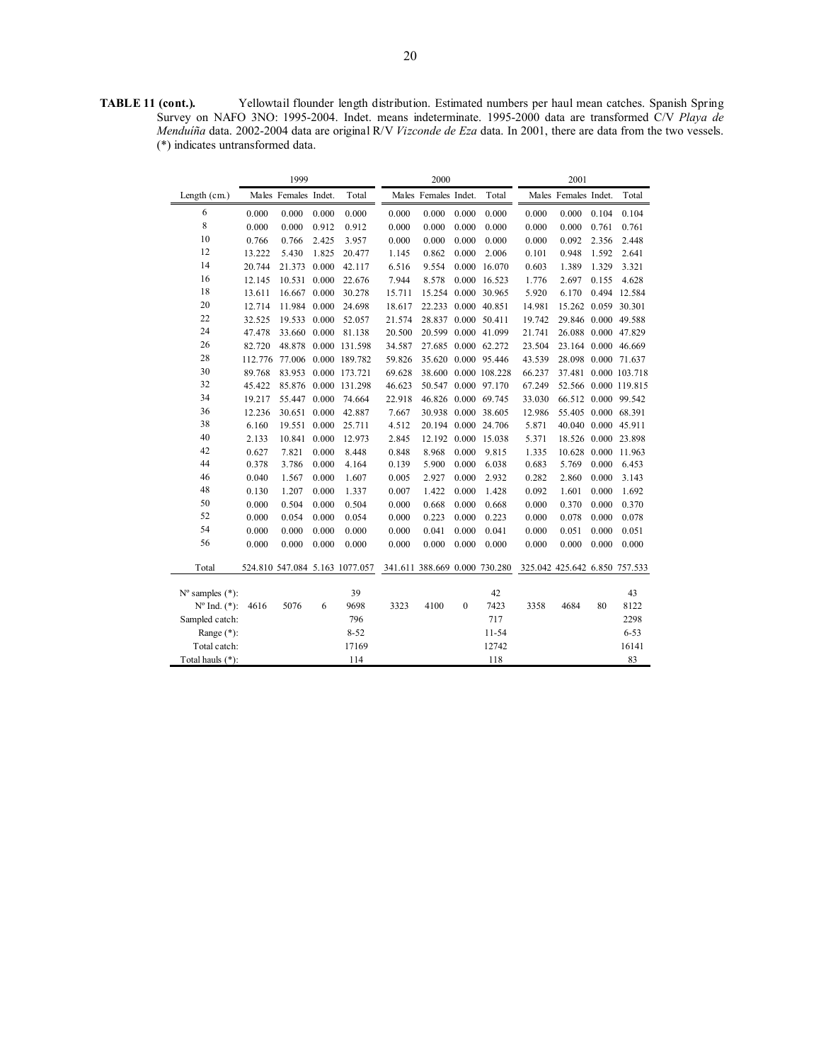**TABLE 11 (cont.).** Yellowtail flounder length distribution. Estimated numbers per haul mean catches. Spanish Spring Survey on NAFO 3NO: 1995-2004. Indet. means indeterminate. 1995-2000 data are transformed C/V *Playa de Menduíña* data. 2002-2004 data are original R/V *Vizconde de Eza* data. In 2001, there are data from the two vessels. (*) indicates untransformed data.

| | 1999 | | | | 2000 | | | | 2001 | | | |
|---|---|---|---|---|---|---|---|---|---|---|---|---|
| Length (cm.) | Males | Females | Indet. | Total | Males | Females | Indet. | Total | Males | Females | Indet. | Total |
| 6 | 0.000 | 0.000 | 0.000 | 0.000 | 0.000 | 0.000 | 0.000 | 0.000 | 0.000 | 0.000 | 0.104 | 0.104 |
| 8 | 0.000 | 0.000 | 0.912 | 0.912 | 0.000 | 0.000 | 0.000 | 0.000 | 0.000 | 0.000 | 0.761 | 0.761 |
| 10 | 0.766 | 0.766 | 2.425 | 3.957 | 0.000 | 0.000 | 0.000 | 0.000 | 0.000 | 0.092 | 2.356 | 2.448 |
| 12 | 13.222 | 5.430 | 1.825 | 20.477 | 1.145 | 0.862 | 0.000 | 2.006 | 0.101 | 0.948 | 1.592 | 2.641 |
| 14 | 20.744 | 21.373 | 0.000 | 42.117 | 6.516 | 9.554 | 0.000 | 16.070 | 0.603 | 1.389 | 1.329 | 3.321 |
| 16 | 12.145 | 10.531 | 0.000 | 22.676 | 7.944 | 8.578 | 0.000 | 16.523 | 1.776 | 2.697 | 0.155 | 4.628 |
| 18 | 13.611 | 16.667 | 0.000 | 30.278 | 15.711 | 15.254 | 0.000 | 30.965 | 5.920 | 6.170 | 0.494 | 12.584 |
| 20 | 12.714 | 11.984 | 0.000 | 24.698 | 18.617 | 22.233 | 0.000 | 40.851 | 14.981 | 15.262 | 0.059 | 30.301 |
| 22 | 32.525 | 19.533 | 0.000 | 52.057 | 21.574 | 28.837 | 0.000 | 50.411 | 19.742 | 29.846 | 0.000 | 49.588 |
| 24 | 47.478 | 33.660 | 0.000 | 81.138 | 20.500 | 20.599 | 0.000 | 41.099 | 21.741 | 26.088 | 0.000 | 47.829 |
| 26 | 82.720 | 48.878 | 0.000 | 131.598 | 34.587 | 27.685 | 0.000 | 62.272 | 23.504 | 23.164 | 0.000 | 46.669 |
| 28 | 112.776 | 77.006 | 0.000 | 189.782 | 59.826 | 35.620 | 0.000 | 95.446 | 43.539 | 28.098 | 0.000 | 71.637 |
| 30 | 89.768 | 83.953 | 0.000 | 173.721 | 69.628 | 38.600 | 0.000 | 108.228 | 66.237 | 37.481 | 0.000 | 103.718 |
| 32 | 45.422 | 85.876 | 0.000 | 131.298 | 46.623 | 50.547 | 0.000 | 97.170 | 67.249 | 52.566 | 0.000 | 119.815 |
| 34 | 19.217 | 55.447 | 0.000 | 74.664 | 22.918 | 46.826 | 0.000 | 69.745 | 33.030 | 66.512 | 0.000 | 99.542 |
| 36 | 12.236 | 30.651 | 0.000 | 42.887 | 7.667 | 30.938 | 0.000 | 38.605 | 12.986 | 55.405 | 0.000 | 68.391 |
| 38 | 6.160 | 19.551 | 0.000 | 25.711 | 4.512 | 20.194 | 0.000 | 24.706 | 5.871 | 40.040 | 0.000 | 45.911 |
| 40 | 2.133 | 10.841 | 0.000 | 12.973 | 2.845 | 12.192 | 0.000 | 15.038 | 5.371 | 18.526 | 0.000 | 23.898 |
| 42 | 0.627 | 7.821 | 0.000 | 8.448 | 0.848 | 8.968 | 0.000 | 9.815 | 1.335 | 10.628 | 0.000 | 11.963 |
| 44 | 0.378 | 3.786 | 0.000 | 4.164 | 0.139 | 5.900 | 0.000 | 6.038 | 0.683 | 5.769 | 0.000 | 6.453 |
| 46 | 0.040 | 1.567 | 0.000 | 1.607 | 0.005 | 2.927 | 0.000 | 2.932 | 0.282 | 2.860 | 0.000 | 3.143 |
| 48 | 0.130 | 1.207 | 0.000 | 1.337 | 0.007 | 1.422 | 0.000 | 1.428 | 0.092 | 1.601 | 0.000 | 1.692 |
| 50 | 0.000 | 0.504 | 0.000 | 0.504 | 0.000 | 0.668 | 0.000 | 0.668 | 0.000 | 0.370 | 0.000 | 0.370 |
| 52 | 0.000 | 0.054 | 0.000 | 0.054 | 0.000 | 0.223 | 0.000 | 0.223 | 0.000 | 0.078 | 0.000 | 0.078 |
| 54 | 0.000 | 0.000 | 0.000 | 0.000 | 0.000 | 0.041 | 0.000 | 0.041 | 0.000 | 0.051 | 0.000 | 0.051 |
| 56 | 0.000 | 0.000 | 0.000 | 0.000 | 0.000 | 0.000 | 0.000 | 0.000 | 0.000 | 0.000 | 0.000 | 0.000 |
| Total | 524.810 | 547.084 | 5.163 | 1077.057 | 341.611 | 388.669 | 0.000 | 730.280 | 325.042 | 425.642 | 6.850 | 757.533 |
| Nº samples (*): | | | | 39 | | | | 42 | | | | 43 |
| Nº Ind. (*): | 4616 | 5076 | 6 | 9698 | 3323 | 4100 | 0 | 7423 | 3358 | 4684 | 80 | 8122 |
| Sampled catch: | | | | 796 | | | | 717 | | | | 2298 |
| Range (*): | | | | 8-52 | | | | 11-54 | | | | 6-53 |
| Total catch: | | | | 17169 | | | | 12742 | | | | 16141 |
| Total hauls (*): | | | | 114 | | | | 118 | | | | 83 |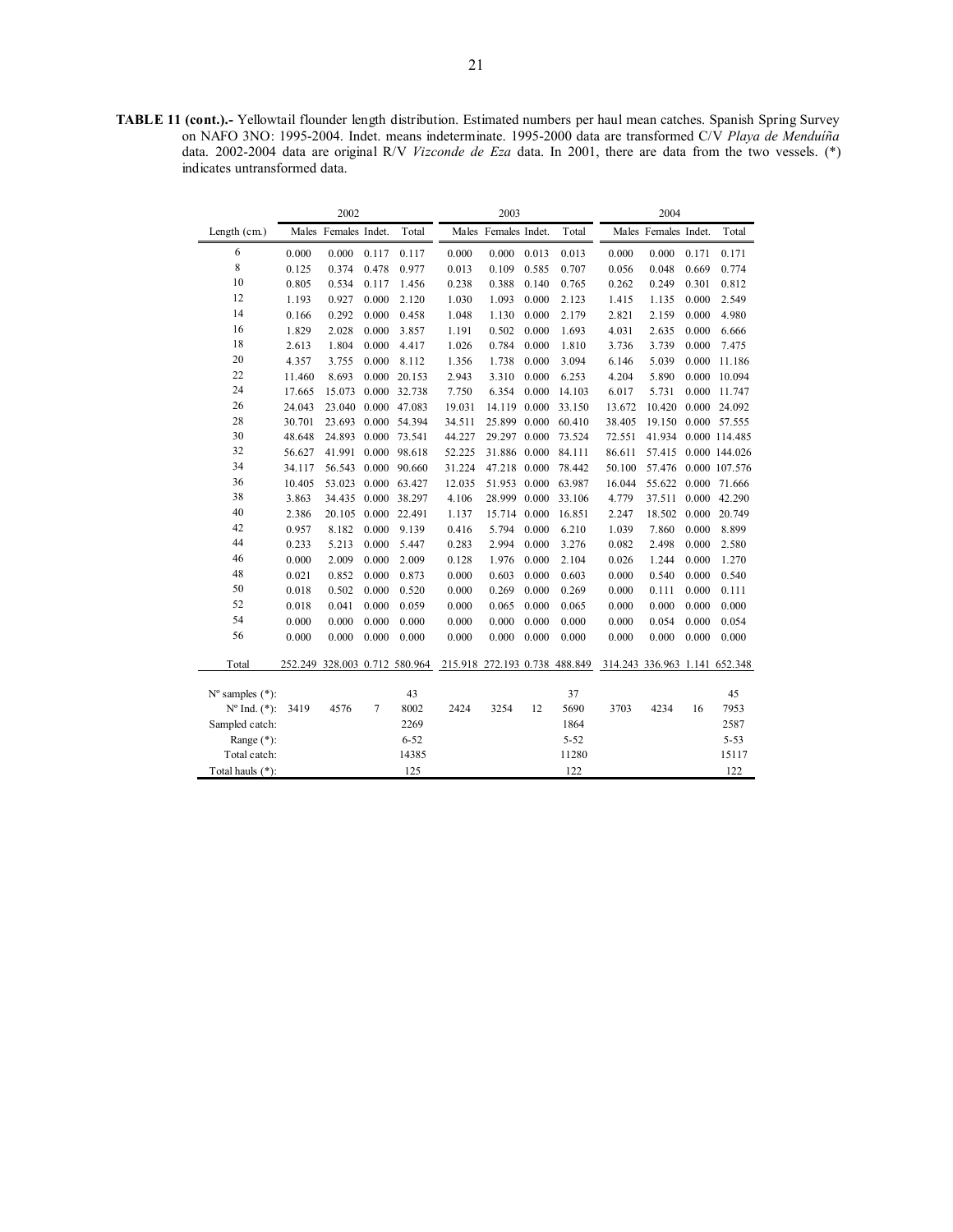**TABLE 11 (cont.).-** Yellowtail flounder length distribution. Estimated numbers per haul mean catches. Spanish Spring Survey on NAFO 3NO: 1995-2004. Indet. means indeterminate. 1995-2000 data are transformed C/V *Playa de Menduíña* data. 2002-2004 data are original R/V *Vizconde de Eza* data. In 2001, there are data from the two vessels. (*) indicates untransformed data.

| | 2002 | | | | 2003 | | | | 2004 | | | |
|---|---|---|---|---|---|---|---|---|---|---|---|---|
| Length (cm.) | Males | Females | Indet. | Total | Males | Females | Indet. | Total | Males | Females | Indet. | Total |
| 6 | 0.000 | 0.000 | 0.117 | 0.117 | 0.000 | 0.000 | 0.013 | 0.013 | 0.000 | 0.000 | 0.171 | 0.171 |
| 8 | 0.125 | 0.374 | 0.478 | 0.977 | 0.013 | 0.109 | 0.585 | 0.707 | 0.056 | 0.048 | 0.669 | 0.774 |
| 10 | 0.805 | 0.534 | 0.117 | 1.456 | 0.238 | 0.388 | 0.140 | 0.765 | 0.262 | 0.249 | 0.301 | 0.812 |
| 12 | 1.193 | 0.927 | 0.000 | 2.120 | 1.030 | 1.093 | 0.000 | 2.123 | 1.415 | 1.135 | 0.000 | 2.549 |
| 14 | 0.166 | 0.292 | 0.000 | 0.458 | 1.048 | 1.130 | 0.000 | 2.179 | 2.821 | 2.159 | 0.000 | 4.980 |
| 16 | 1.829 | 2.028 | 0.000 | 3.857 | 1.191 | 0.502 | 0.000 | 1.693 | 4.031 | 2.635 | 0.000 | 6.666 |
| 18 | 2.613 | 1.804 | 0.000 | 4.417 | 1.026 | 0.784 | 0.000 | 1.810 | 3.736 | 3.739 | 0.000 | 7.475 |
| 20 | 4.357 | 3.755 | 0.000 | 8.112 | 1.356 | 1.738 | 0.000 | 3.094 | 6.146 | 5.039 | 0.000 | 11.186 |
| 22 | 11.460 | 8.693 | 0.000 | 20.153 | 2.943 | 3.310 | 0.000 | 6.253 | 4.204 | 5.890 | 0.000 | 10.094 |
| 24 | 17.665 | 15.073 | 0.000 | 32.738 | 7.750 | 6.354 | 0.000 | 14.103 | 6.017 | 5.731 | 0.000 | 11.747 |
| 26 | 24.043 | 23.040 | 0.000 | 47.083 | 19.031 | 14.119 | 0.000 | 33.150 | 13.672 | 10.420 | 0.000 | 24.092 |
| 28 | 30.701 | 23.693 | 0.000 | 54.394 | 34.511 | 25.899 | 0.000 | 60.410 | 38.405 | 19.150 | 0.000 | 57.555 |
| 30 | 48.648 | 24.893 | 0.000 | 73.541 | 44.227 | 29.297 | 0.000 | 73.524 | 72.551 | 41.934 | 0.000 | 114.485 |
| 32 | 56.627 | 41.991 | 0.000 | 98.618 | 52.225 | 31.886 | 0.000 | 84.111 | 86.611 | 57.415 | 0.000 | 144.026 |
| 34 | 34.117 | 56.543 | 0.000 | 90.660 | 31.224 | 47.218 | 0.000 | 78.442 | 50.100 | 57.476 | 0.000 | 107.576 |
| 36 | 10.405 | 53.023 | 0.000 | 63.427 | 12.035 | 51.953 | 0.000 | 63.987 | 16.044 | 55.622 | 0.000 | 71.666 |
| 38 | 3.863 | 34.435 | 0.000 | 38.297 | 4.106 | 28.999 | 0.000 | 33.106 | 4.779 | 37.511 | 0.000 | 42.290 |
| 40 | 2.386 | 20.105 | 0.000 | 22.491 | 1.137 | 15.714 | 0.000 | 16.851 | 2.247 | 18.502 | 0.000 | 20.749 |
| 42 | 0.957 | 8.182 | 0.000 | 9.139 | 0.416 | 5.794 | 0.000 | 6.210 | 1.039 | 7.860 | 0.000 | 8.899 |
| 44 | 0.233 | 5.213 | 0.000 | 5.447 | 0.283 | 2.994 | 0.000 | 3.276 | 0.082 | 2.498 | 0.000 | 2.580 |
| 46 | 0.000 | 2.009 | 0.000 | 2.009 | 0.128 | 1.976 | 0.000 | 2.104 | 0.026 | 1.244 | 0.000 | 1.270 |
| 48 | 0.021 | 0.852 | 0.000 | 0.873 | 0.000 | 0.603 | 0.000 | 0.603 | 0.000 | 0.540 | 0.000 | 0.540 |
| 50 | 0.018 | 0.502 | 0.000 | 0.520 | 0.000 | 0.269 | 0.000 | 0.269 | 0.000 | 0.111 | 0.000 | 0.111 |
| 52 | 0.018 | 0.041 | 0.000 | 0.059 | 0.000 | 0.065 | 0.000 | 0.065 | 0.000 | 0.000 | 0.000 | 0.000 |
| 54 | 0.000 | 0.000 | 0.000 | 0.000 | 0.000 | 0.000 | 0.000 | 0.000 | 0.000 | 0.054 | 0.000 | 0.054 |
| 56 | 0.000 | 0.000 | 0.000 | 0.000 | 0.000 | 0.000 | 0.000 | 0.000 | 0.000 | 0.000 | 0.000 | 0.000 |
| Total | 252.249 | 328.003 | 0.712 | 580.964 | 215.918 | 272.193 | 0.738 | 488.849 | 314.243 | 336.963 | 1.141 | 652.348 |
| Nº samples (*): | | | | 43 | | | | 37 | | | | 45 |
| Nº Ind. (*): | 3419 | 4576 | 7 | 8002 | 2424 | 3254 | 12 | 5690 | 3703 | 4234 | 16 | 7953 |
| Sampled catch: | | | | 2269 | | | | 1864 | | | | 2587 |
| Range (*): | | | | 6-52 | | | | 5-52 | | | | 5-53 |
| Total catch: | | | | 14385 | | | | 11280 | | | | 15117 |
| Total hauls (*): | | | | 125 | | | | 122 | | | | 122 |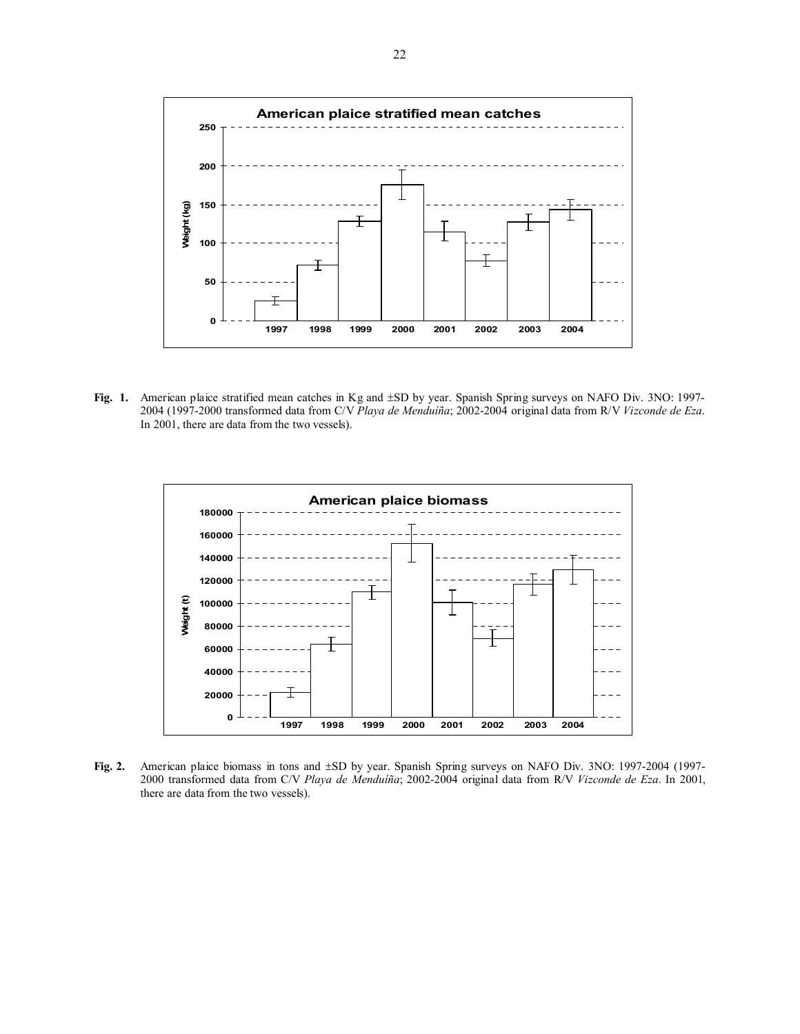**Fig. 1.** American plaice stratified mean catches in Kg and ±SD by year. Spanish Spring surveys on NAFO Div. 3NO: 1997-2004 (1997-2000 transformed data from C/V *Playa de Menduíña*; 2002-2004 original data from R/V *Vizconde de Eza*. In 2001, there are data from the two vessels).

**Fig. 2.** American plaice biomass in tons and ±SD by year. Spanish Spring surveys on NAFO Div. 3NO: 1997-2004 (1997-2000 transformed data from C/V *Playa de Menduíña*; 2002-2004 original data from R/V *Vizconde de Eza*. In 2001, there are data from the two vessels).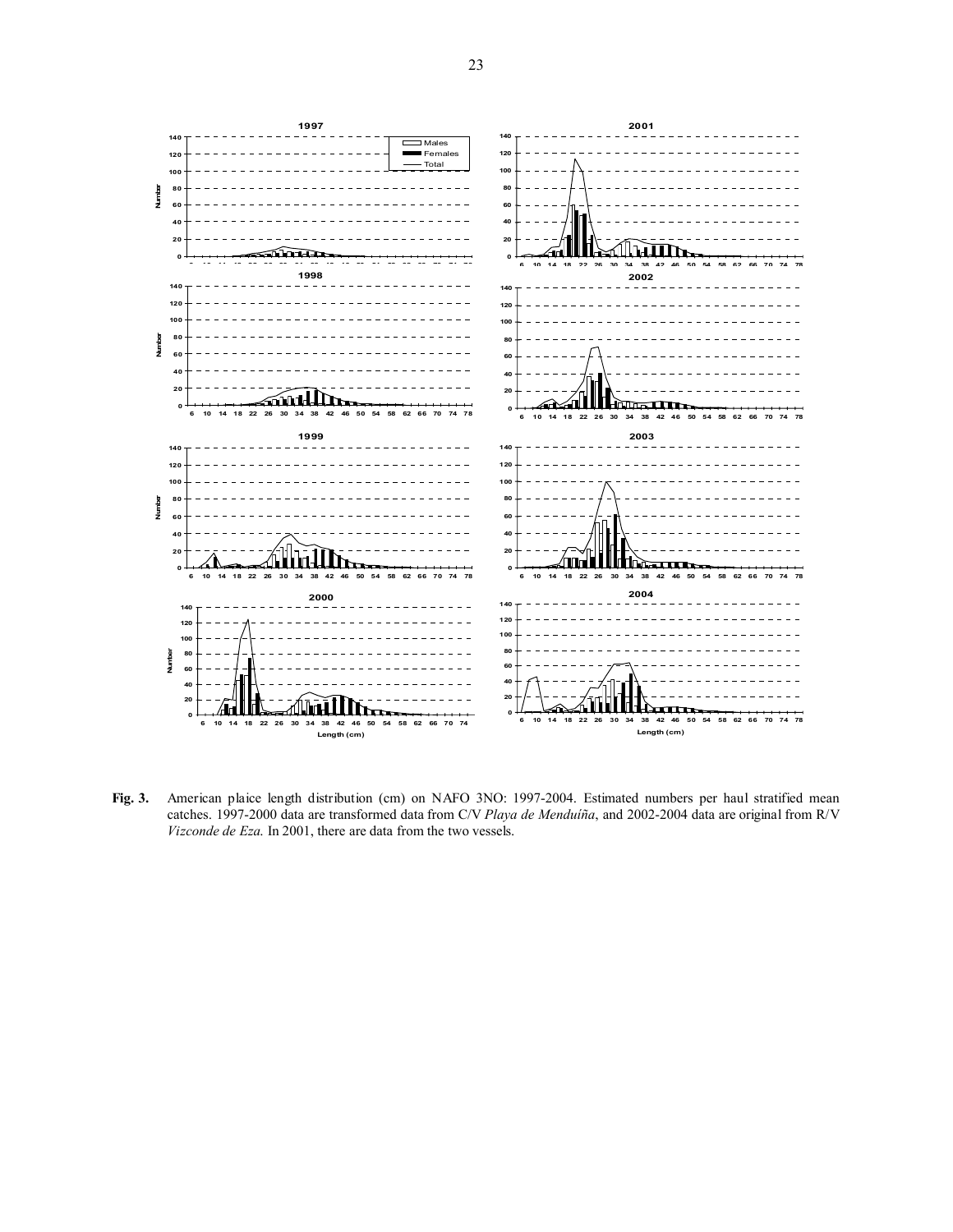**Fig. 3.** American plaice length distribution (cm) on NAFO 3NO: 1997-2004. Estimated numbers per haul stratified mean catches. 1997-2000 data are transformed data from C/V *Playa de Menduíña*, and 2002-2004 data are original from R/V *Vizconde de Eza.* In 2001, there are data from the two vessels.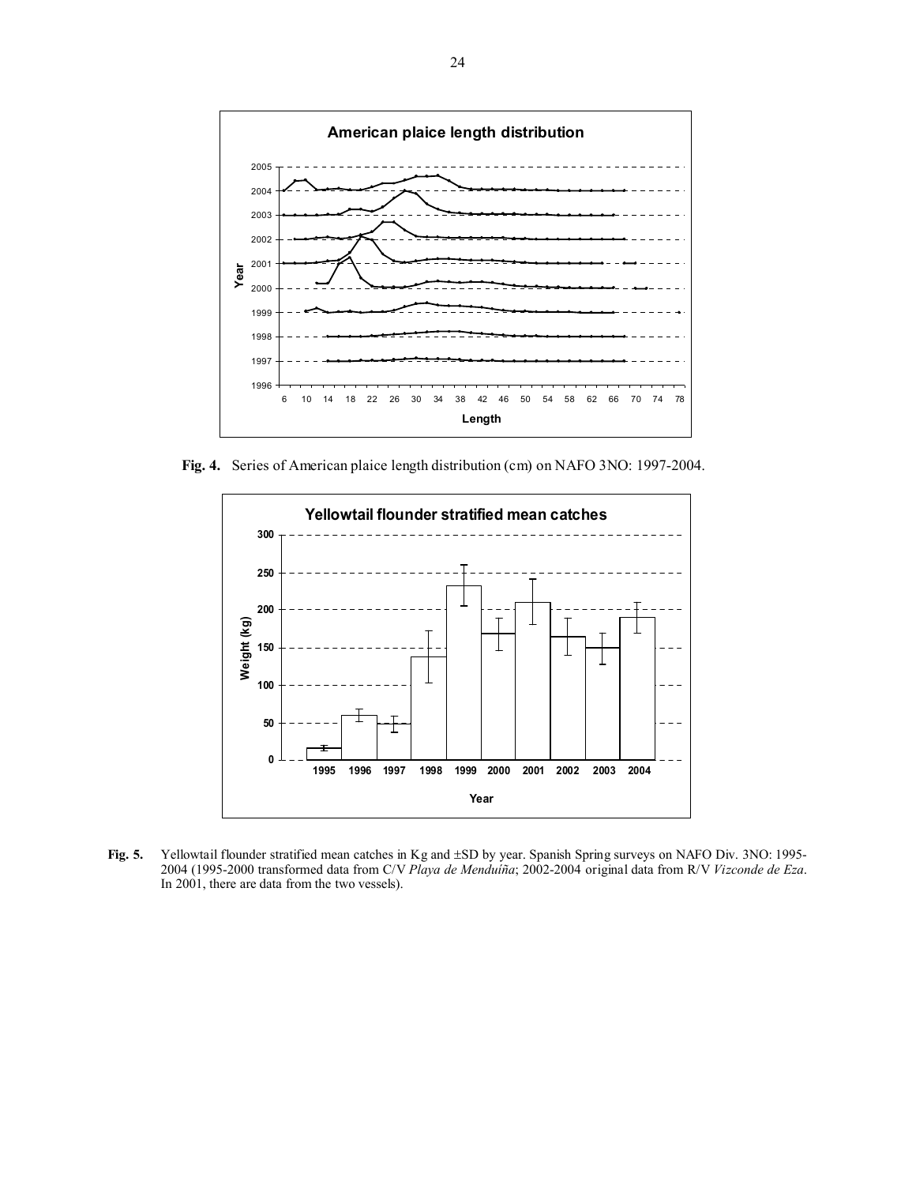**Fig. 4.** Series of American plaice length distribution (cm) on NAFO 3NO: 1997-2004.

**Fig. 5.** Yellowtail flounder stratified mean catches in Kg and ±SD by year. Spanish Spring surveys on NAFO Div. 3NO: 1995-2004 (1995-2000 transformed data from C/V *Playa de Menduíña*; 2002-2004 original data from R/V *Vizconde de Eza*. In 2001, there are data from the two vessels).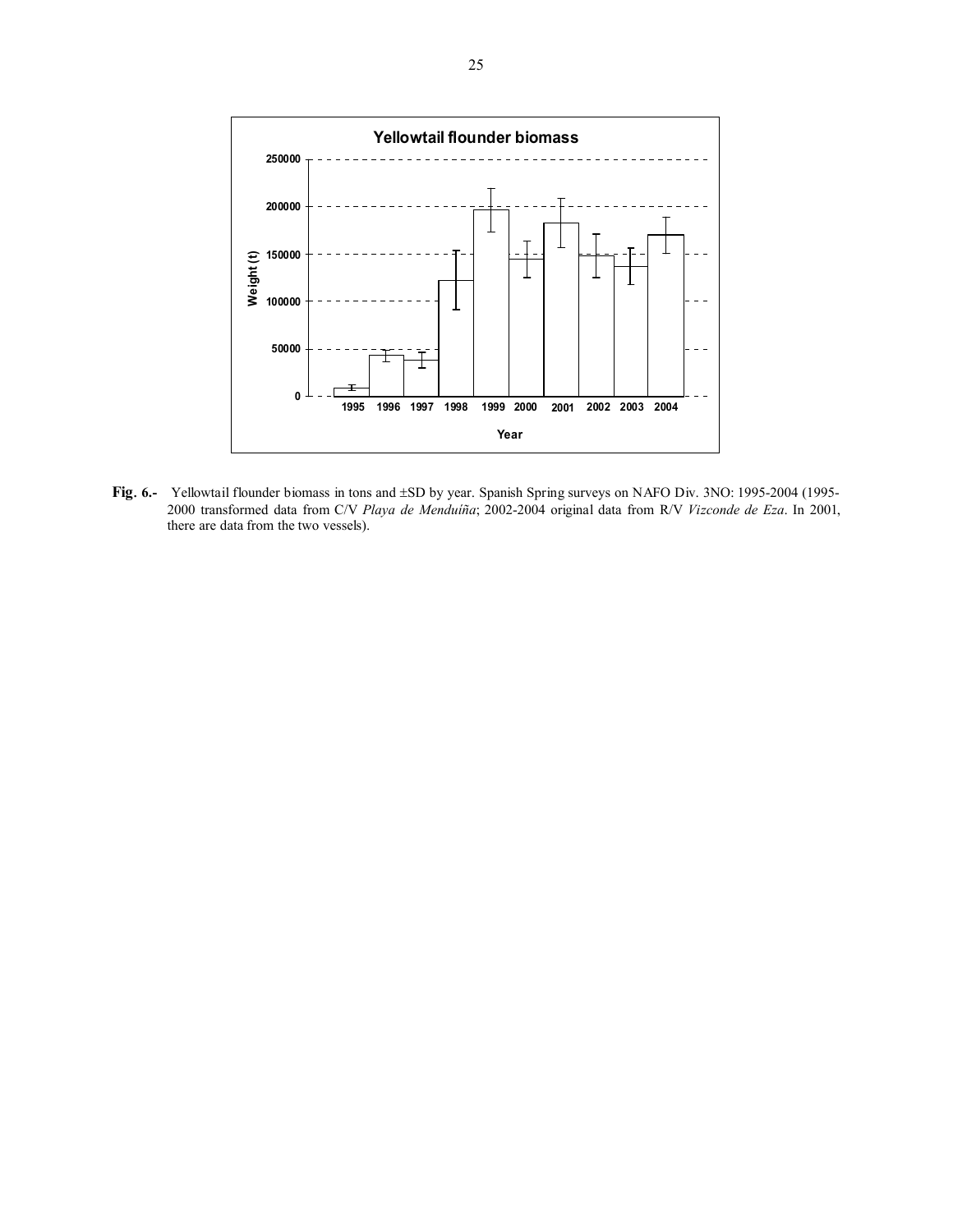**Fig. 6.-** Yellowtail flounder biomass in tons and ±SD by year. Spanish Spring surveys on NAFO Div. 3NO: 1995-2004 (1995-2000 transformed data from C/V *Playa de Menduíña*; 2002-2004 original data from R/V *Vizconde de Eza*. In 2001, there are data from the two vessels).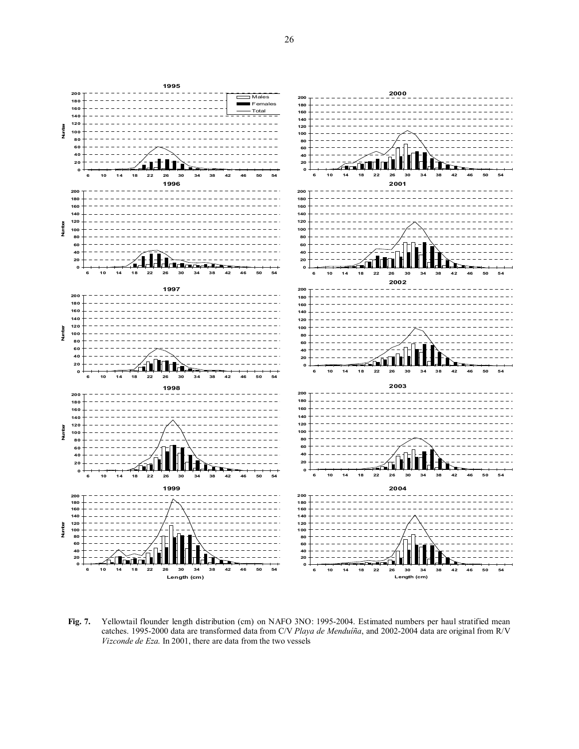**Fig. 7.** Yellowtail flounder length distribution (cm) on NAFO 3NO: 1995-2004. Estimated numbers per haul stratified mean catches. 1995-2000 data are transformed data from C/V *Playa de Menduíña*, and 2002-2004 data are original from R/V *Vizconde de Eza.* In 2001, there are data from the two vessels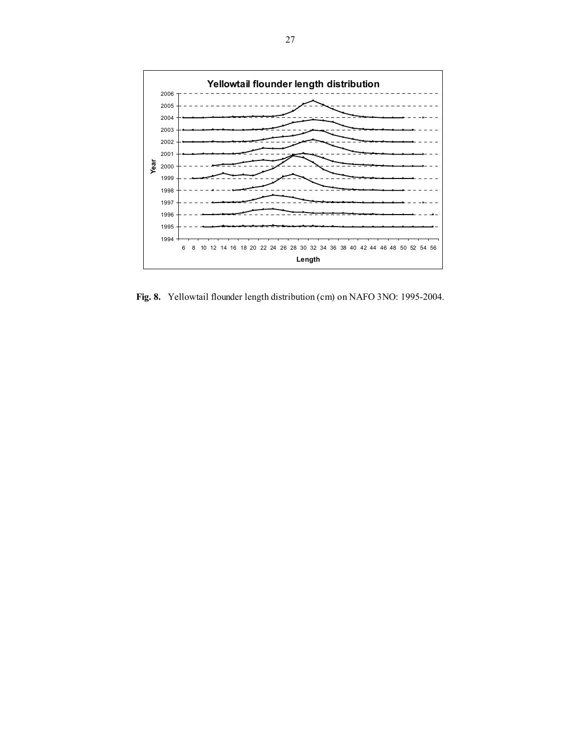Yellowtail flounder length distribution

2006
2005
2004
2003
2002
2001
2000
1999
1998
1997
1996
1995
1994

Year

6 8 10 12 14 16 18 20 22 24 26 28 30 32 34 36 38 40 42 44 46 48 50 52 54 56

Length

**Fig. 8.** Yellowtail flounder length distribution (cm) on NAFO 3NO: 1995-2004.